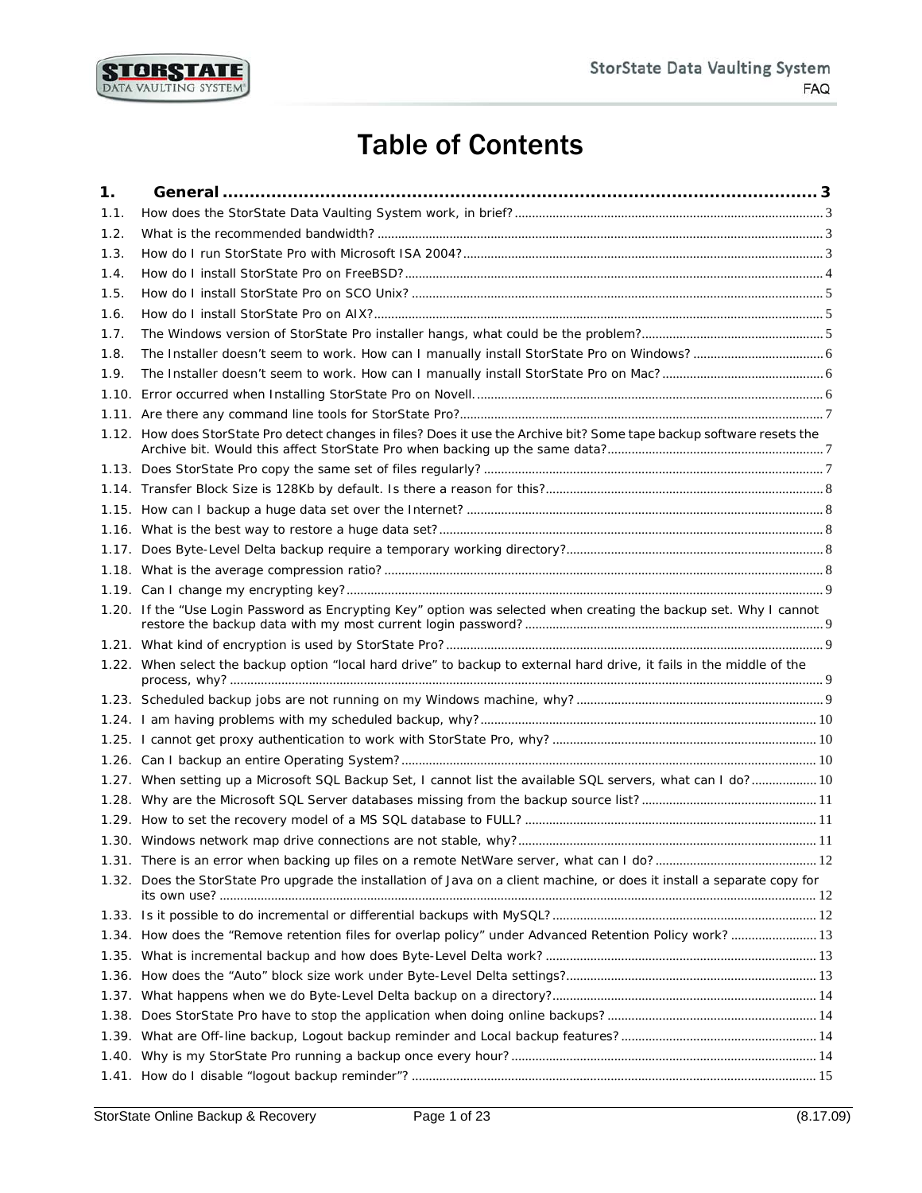# Table of Contents

**1. General ............................................................................................................. 3**

1.1. How does the StorState Data Vaulting System work, in brief? ............................................................ 3

1.2. What is the recommended bandwidth? ............................................................................................ 3

1.3. How do I run StorState Pro with Microsoft ISA 2004? ........................................................................ 3

1.4. How do I install StorState Pro on FreeBSD? ...................................................................................... 4

1.5. How do I install StorState Pro on SCO Unix? ..................................................................................... 5

1.6. How do I install StorState Pro on AIX? .............................................................................................. 5

1.7. The Windows version of StorState Pro installer hangs, what could be the problem? .............................. 5

1.8. The Installer doesn't seem to work. How can I manually install StorState Pro on Windows? ................... 6

1.9. The Installer doesn't seem to work. How can I manually install StorState Pro on Mac? ........................... 6

1.10. Error occurred when Installing StorState Pro on Novell. ..................................................................... 6

1.11. Are there any command line tools for StorState Pro? ......................................................................... 7

1.12. How does StorState Pro detect changes in files? Does it use the Archive bit? Some tape backup software resets the Archive bit. Would this affect StorState Pro when backing up the same data? ....................................... 7

1.13. Does StorState Pro copy the same set of files regularly? .................................................................... 7

1.14. Transfer Block Size is 128Kb by default. Is there a reason for this? ..................................................... 8

1.15. How can I backup a huge data set over the Internet? ........................................................................ 8

1.16. What is the best way to restore a huge data set? .............................................................................. 8

1.17. Does Byte-Level Delta backup require a temporary working directory? ................................................ 8

1.18. What is the average compression ratio? ........................................................................................... 8

1.19. Can I change my encrypting key? .................................................................................................... 9

1.20. If the "Use Login Password as Encrypting Key" option was selected when creating the backup set. Why I cannot restore the backup data with my most current login password? ....................................................... 9

1.21. What kind of encryption is used by StorState Pro? ............................................................................ 9

1.22. When select the backup option "local hard drive" to backup to external hard drive, it fails in the middle of the process, why? .................................................................................................................................. 9

1.23. Scheduled backup jobs are not running on my Windows machine, why? .............................................. 9

1.24. I am having problems with my scheduled backup, why? .................................................................... 10

1.25. I cannot get proxy authentication to work with StorState Pro, why? .................................................... 10

1.26. Can I backup an entire Operating System? ........................................................................................ 10

1.27. When setting up a Microsoft SQL Backup Set, I cannot list the available SQL servers, what can I do? ..... 10

1.28. Why are the Microsoft SQL Server databases missing from the backup source list? ............................... 11

1.29. How to set the recovery model of a MS SQL database to FULL? ......................................................... 11

1.30. Windows network map drive connections are not stable, why? ........................................................... 11

1.31. There is an error when backing up files on a remote NetWare server, what can I do? ............................ 12

1.32. Does the StorState Pro upgrade the installation of Java on a client machine, or does it install a separate copy for its own use? ............................................................................................................................ 12

1.33. Is it possible to do incremental or differential backups with MySQL? .................................................. 12

1.34. How does the "Remove retention files for overlap policy" under Advanced Retention Policy work? .......... 13

1.35. What is incremental backup and how does Byte-Level Delta work? ..................................................... 13

1.36. How does the "Auto" block size work under Byte-Level Delta settings? ............................................... 13

1.37. What happens when we do Byte-Level Delta backup on a directory? ................................................... 14

1.38. Does StorState Pro have to stop the application when doing online backups? ...................................... 14

1.39. What are Off-line backup, Logout backup reminder and Local backup features? ................................... 14

1.40. Why is my StorState Pro running a backup once every hour? ............................................................. 14

1.41. How do I disable "logout backup reminder"? ..................................................................................... 15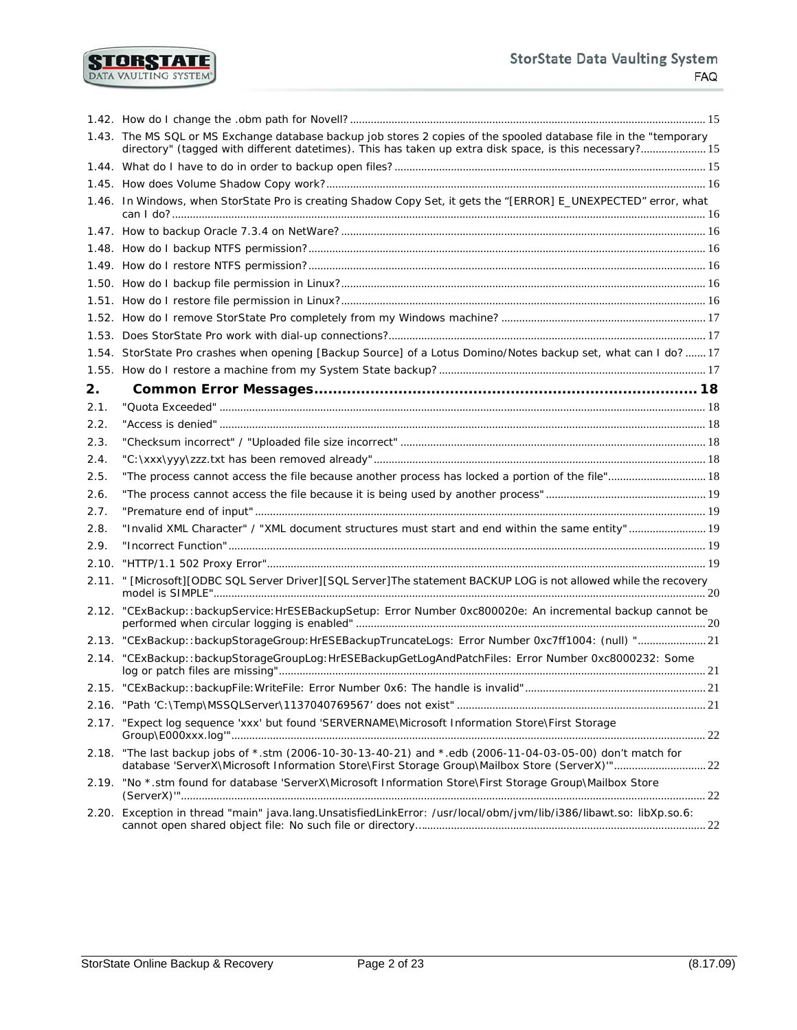1.42. How do I change the .obm path for Novell? ........ 15

1.43. The MS SQL or MS Exchange database backup job stores 2 copies of the spooled database file in the "temporary directory" (tagged with different datetimes). This has taken up extra disk space, is this necessary? ........ 15

1.44. What do I have to do in order to backup open files? ........ 15

1.45. How does Volume Shadow Copy work? ........ 16

1.46. In Windows, when StorState Pro is creating Shadow Copy Set, it gets the "[ERROR] E_UNEXPECTED" error, what can I do? ........ 16

1.47. How to backup Oracle 7.3.4 on NetWare? ........ 16

1.48. How do I backup NTFS permission? ........ 16

1.49. How do I restore NTFS permission? ........ 16

1.50. How do I backup file permission in Linux? ........ 16

1.51. How do I restore file permission in Linux? ........ 16

1.52. How do I remove StorState Pro completely from my Windows machine? ........ 17

1.53. Does StorState Pro work with dial-up connections? ........ 17

1.54. StorState Pro crashes when opening [Backup Source] of a Lotus Domino/Notes backup set, what can I do? ........ 17

1.55. How do I restore a machine from my System State backup? ........ 17

**2. Common Error Messages ........ 18**

2.1. "Quota Exceeded" ........ 18

2.2. "Access is denied" ........ 18

2.3. "Checksum incorrect" / "Uploaded file size incorrect" ........ 18

2.4. "C:\xxx\yyy\zzz.txt has been removed already" ........ 18

2.5. "The process cannot access the file because another process has locked a portion of the file" ........ 18

2.6. "The process cannot access the file because it is being used by another process" ........ 19

2.7. "Premature end of input" ........ 19

2.8. "Invalid XML Character" / "XML document structures must start and end within the same entity" ........ 19

2.9. "Incorrect Function" ........ 19

2.10. "HTTP/1.1 502 Proxy Error" ........ 19

2.11. " [Microsoft][ODBC SQL Server Driver][SQL Server]The statement BACKUP LOG is not allowed while the recovery model is SIMPLE" ........ 20

2.12. "CExBackup::backupService:HrESEBackupSetup: Error Number 0xc800020e: An incremental backup cannot be performed when circular logging is enabled" ........ 20

2.13. "CExBackup::backupStorageGroup:HrESEBackupTruncateLogs: Error Number 0xc7ff1004: (null) " ........ 21

2.14. "CExBackup::backupStorageGroupLog:HrESEBackupGetLogAndPatchFiles: Error Number 0xc8000232: Some log or patch files are missing" ........ 21

2.15. "CExBackup::backupFile:WriteFile: Error Number 0x6: The handle is invalid" ........ 21

2.16. "Path 'C:\Temp\MSSQLServer\1137040769567' does not exist" ........ 21

2.17. "Expect log sequence 'xxx' but found 'SERVERNAME\Microsoft Information Store\First Storage Group\E000xxx.log'" ........ 22

2.18. "The last backup jobs of *.stm (2006-10-30-13-40-21) and *.edb (2006-11-04-03-05-00) don't match for database 'ServerX\Microsoft Information Store\First Storage Group\Mailbox Store (ServerX)'" ........ 22

2.19. "No *.stm found for database 'ServerX\Microsoft Information Store\First Storage Group\Mailbox Store (ServerX)'" ........ 22

2.20. Exception in thread "main" java.lang.UnsatisfiedLinkError: /usr/local/obm/jvm/lib/i386/libawt.so: libXp.so.6: cannot open shared object file: No such file or directory. ........ 22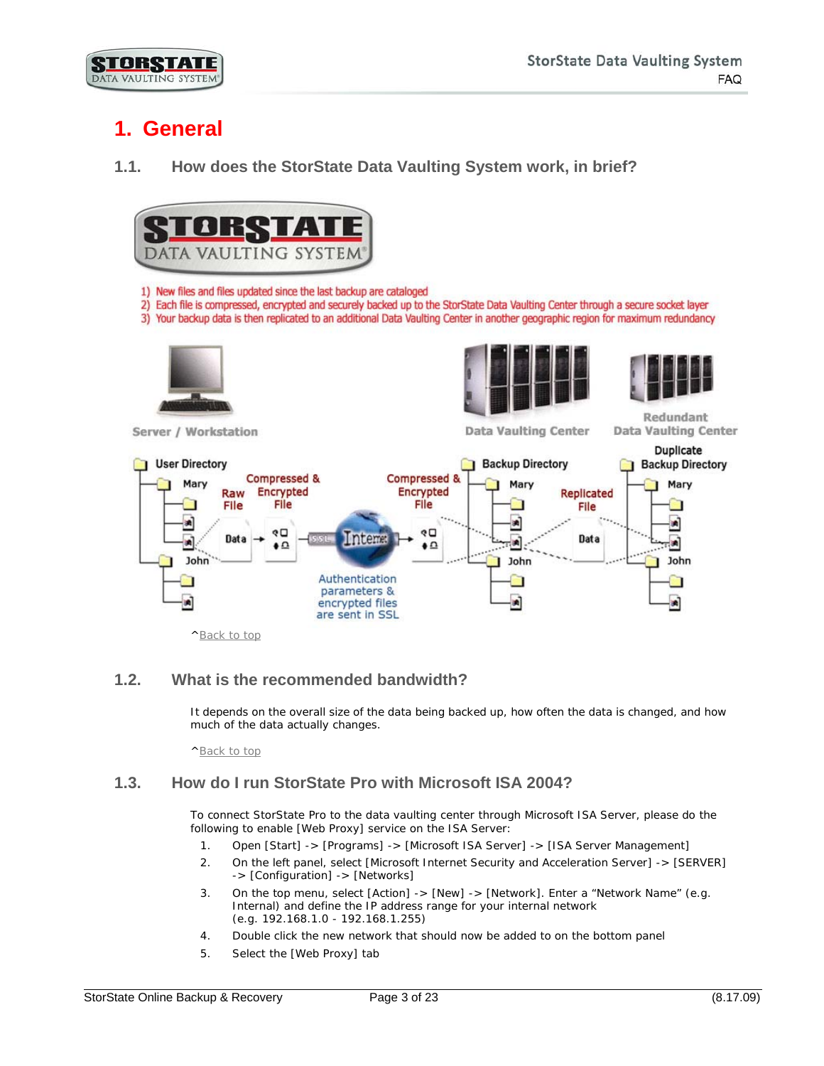# 1. General

## 1.1. How does the StorState Data Vaulting System work, in brief?

1) New files and files updated since the last backup are cataloged
2) Each file is compressed, encrypted and securely backed up to the StorState Data Vaulting Center through a secure socket layer
3) Your backup data is then replicated to an additional Data Vaulting Center in another geographic region for maximum redundancy

^Back to top

## 1.2. What is the recommended bandwidth?

It depends on the overall size of the data being backed up, how often the data is changed, and how much of the data actually changes.

^Back to top

## 1.3. How do I run StorState Pro with Microsoft ISA 2004?

To connect StorState Pro to the data vaulting center through Microsoft ISA Server, please do the following to enable [Web Proxy] service on the ISA Server:

1. Open [Start] -> [Programs] -> [Microsoft ISA Server] -> [ISA Server Management]
2. On the left panel, select [Microsoft Internet Security and Acceleration Server] -> [SERVER] -> [Configuration] -> [Networks]
3. On the top menu, select [Action] -> [New] -> [Network]. Enter a "Network Name" (e.g. Internal) and define the IP address range for your internal network (e.g. 192.168.1.0 - 192.168.1.255)
4. Double click the new network that should now be added to on the bottom panel
5. Select the [Web Proxy] tab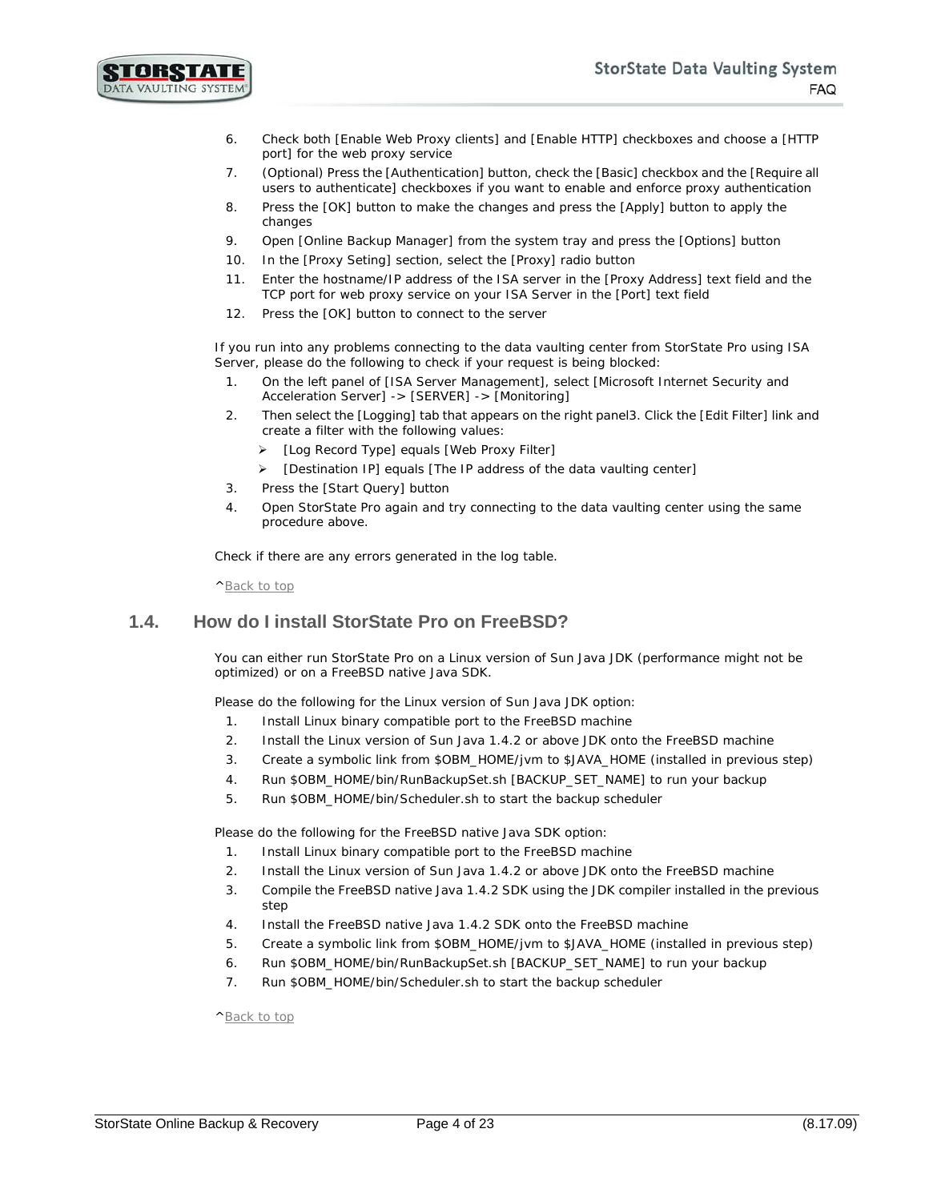6. Check both [Enable Web Proxy clients] and [Enable HTTP] checkboxes and choose a [HTTP port] for the web proxy service
7. (Optional) Press the [Authentication] button, check the [Basic] checkbox and the [Require all users to authenticate] checkboxes if you want to enable and enforce proxy authentication
8. Press the [OK] button to make the changes and press the [Apply] button to apply the changes
9. Open [Online Backup Manager] from the system tray and press the [Options] button
10. In the [Proxy Seting] section, select the [Proxy] radio button
11. Enter the hostname/IP address of the ISA server in the [Proxy Address] text field and the TCP port for web proxy service on your ISA Server in the [Port] text field
12. Press the [OK] button to connect to the server

If you run into any problems connecting to the data vaulting center from StorState Pro using ISA Server, please do the following to check if your request is being blocked:

1. On the left panel of [ISA Server Management], select [Microsoft Internet Security and Acceleration Server] -> [SERVER] -> [Monitoring]
2. Then select the [Logging] tab that appears on the right panel3. Click the [Edit Filter] link and create a filter with the following values:
   - [Log Record Type] equals [Web Proxy Filter]
   - [Destination IP] equals [The IP address of the data vaulting center]
3. Press the [Start Query] button
4. Open StorState Pro again and try connecting to the data vaulting center using the same procedure above.

Check if there are any errors generated in the log table.

^Back to top

## 1.4. How do I install StorState Pro on FreeBSD?

You can either run StorState Pro on a Linux version of Sun Java JDK (performance might not be optimized) or on a FreeBSD native Java SDK.

Please do the following for the Linux version of Sun Java JDK option:

1. Install Linux binary compatible port to the FreeBSD machine
2. Install the Linux version of Sun Java 1.4.2 or above JDK onto the FreeBSD machine
3. Create a symbolic link from $OBM_HOME/jvm to $JAVA_HOME (installed in previous step)
4. Run $OBM_HOME/bin/RunBackupSet.sh [BACKUP_SET_NAME] to run your backup
5. Run $OBM_HOME/bin/Scheduler.sh to start the backup scheduler

Please do the following for the FreeBSD native Java SDK option:

1. Install Linux binary compatible port to the FreeBSD machine
2. Install the Linux version of Sun Java 1.4.2 or above JDK onto the FreeBSD machine
3. Compile the FreeBSD native Java 1.4.2 SDK using the JDK compiler installed in the previous step
4. Install the FreeBSD native Java 1.4.2 SDK onto the FreeBSD machine
5. Create a symbolic link from $OBM_HOME/jvm to $JAVA_HOME (installed in previous step)
6. Run $OBM_HOME/bin/RunBackupSet.sh [BACKUP_SET_NAME] to run your backup
7. Run $OBM_HOME/bin/Scheduler.sh to start the backup scheduler

^Back to top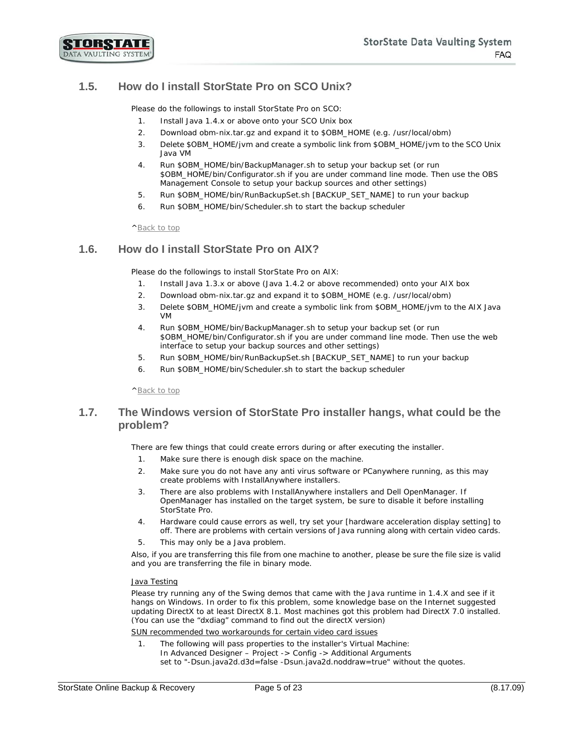## 1.5. How do I install StorState Pro on SCO Unix?

Please do the followings to install StorState Pro on SCO:

1. Install Java 1.4.x or above onto your SCO Unix box
2. Download obm-nix.tar.gz and expand it to $OBM_HOME (e.g. /usr/local/obm)
3. Delete $OBM_HOME/jvm and create a symbolic link from $OBM_HOME/jvm to the SCO Unix Java VM
4. Run $OBM_HOME/bin/BackupManager.sh to setup your backup set (or run $OBM_HOME/bin/Configurator.sh if you are under command line mode. Then use the OBS Management Console to setup your backup sources and other settings)
5. Run $OBM_HOME/bin/RunBackupSet.sh [BACKUP_SET_NAME] to run your backup
6. Run $OBM_HOME/bin/Scheduler.sh to start the backup scheduler

^Back to top

## 1.6. How do I install StorState Pro on AIX?

Please do the followings to install StorState Pro on AIX:

1. Install Java 1.3.x or above (Java 1.4.2 or above recommended) onto your AIX box
2. Download obm-nix.tar.gz and expand it to $OBM_HOME (e.g. /usr/local/obm)
3. Delete $OBM_HOME/jvm and create a symbolic link from $OBM_HOME/jvm to the AIX Java VM
4. Run $OBM_HOME/bin/BackupManager.sh to setup your backup set (or run $OBM_HOME/bin/Configurator.sh if you are under command line mode. Then use the web interface to setup your backup sources and other settings)
5. Run $OBM_HOME/bin/RunBackupSet.sh [BACKUP_SET_NAME] to run your backup
6. Run $OBM_HOME/bin/Scheduler.sh to start the backup scheduler

^Back to top

## 1.7. The Windows version of StorState Pro installer hangs, what could be the problem?

There are few things that could create errors during or after executing the installer.

1. Make sure there is enough disk space on the machine.
2. Make sure you do not have any anti virus software or PCanywhere running, as this may create problems with InstallAnywhere installers.
3. There are also problems with InstallAnywhere installers and Dell OpenManager. If OpenManager has installed on the target system, be sure to disable it before installing StorState Pro.
4. Hardware could cause errors as well, try set your [hardware acceleration display setting] to off. There are problems with certain versions of Java running along with certain video cards.
5. This may only be a Java problem.

Also, if you are transferring this file from one machine to another, please be sure the file size is valid and you are transferring the file in binary mode.

Java Testing

Please try running any of the Swing demos that came with the Java runtime in 1.4.X and see if it hangs on Windows. In order to fix this problem, some knowledge base on the Internet suggested updating DirectX to at least DirectX 8.1. Most machines got this problem had DirectX 7.0 installed. (You can use the "dxdiag" command to find out the directX version)

SUN recommended two workarounds for certain video card issues

1. The following will pass properties to the installer's Virtual Machine:
   In Advanced Designer – Project -> Config -> Additional Arguments
   set to "-Dsun.java2d.d3d=false -Dsun.java2d.noddraw=true" without the quotes.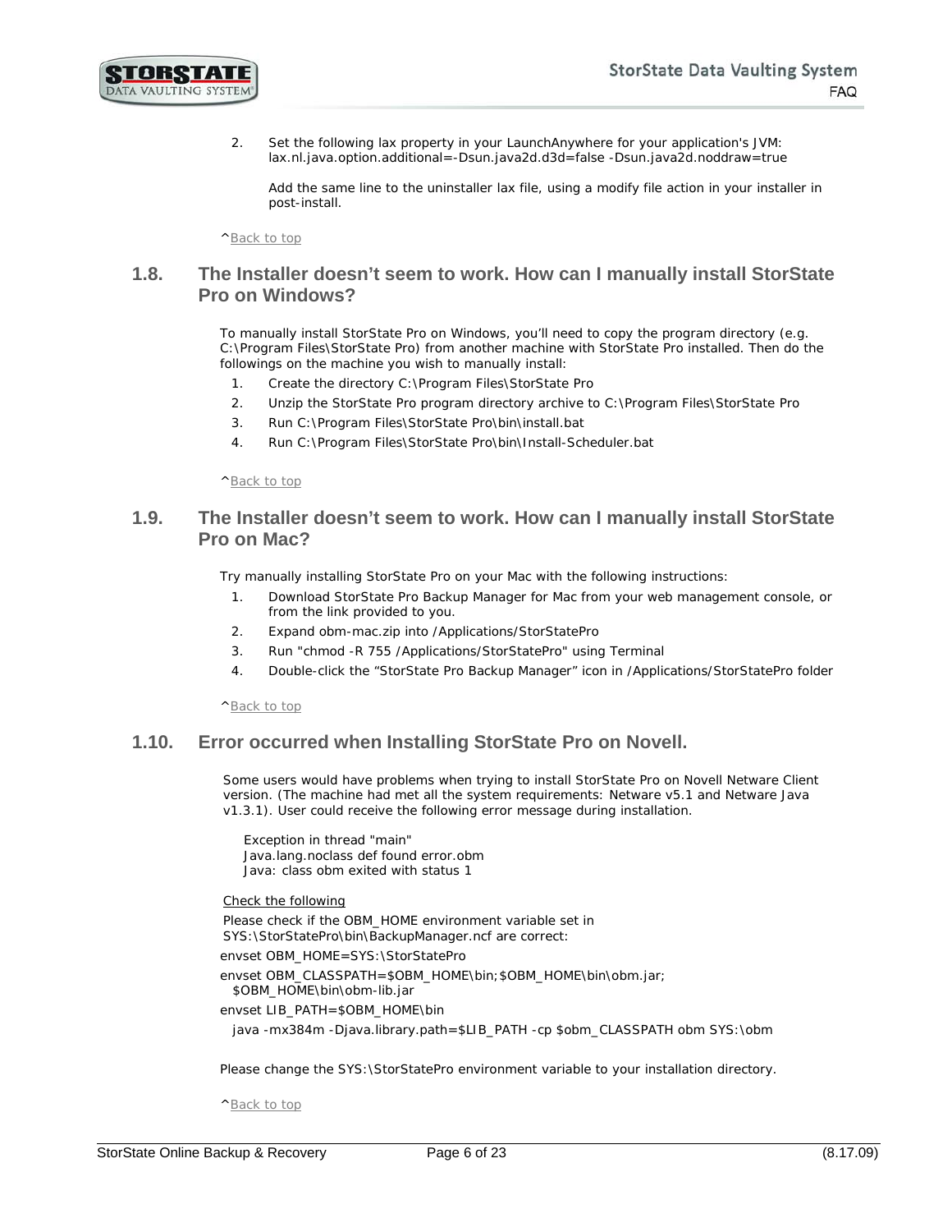2. Set the following lax property in your LaunchAnywhere for your application's JVM: lax.nl.java.option.additional=-Dsun.java2d.d3d=false -Dsun.java2d.noddraw=true

   Add the same line to the uninstaller lax file, using a modify file action in your installer in post-install.

^Back to top

## 1.8. The Installer doesn't seem to work. How can I manually install StorState Pro on Windows?

To manually install StorState Pro on Windows, you'll need to copy the program directory (e.g. C:\Program Files\StorState Pro) from another machine with StorState Pro installed. Then do the followings on the machine you wish to manually install:

1. Create the directory C:\Program Files\StorState Pro
2. Unzip the StorState Pro program directory archive to C:\Program Files\StorState Pro
3. Run C:\Program Files\StorState Pro\bin\install.bat
4. Run C:\Program Files\StorState Pro\bin\Install-Scheduler.bat

^Back to top

## 1.9. The Installer doesn't seem to work. How can I manually install StorState Pro on Mac?

Try manually installing StorState Pro on your Mac with the following instructions:

1. Download StorState Pro Backup Manager for Mac from your web management console, or from the link provided to you.
2. Expand obm-mac.zip into /Applications/StorStatePro
3. Run "chmod -R 755 /Applications/StorStatePro" using Terminal
4. Double-click the "StorState Pro Backup Manager" icon in /Applications/StorStatePro folder

^Back to top

## 1.10. Error occurred when Installing StorState Pro on Novell.

Some users would have problems when trying to install StorState Pro on Novell Netware Client version. (The machine had met all the system requirements: Netware v5.1 and Netware Java v1.3.1). User could receive the following error message during installation.

```
Exception in thread "main"
Java.lang.noclass def found error.obm
Java: class obm exited with status 1
```

Check the following

Please check if the OBM_HOME environment variable set in SYS:\StorStatePro\bin\BackupManager.ncf are correct:

```
envset OBM_HOME=SYS:\StorStatePro
envset OBM_CLASSPATH=$OBM_HOME\bin;$OBM_HOME\bin\obm.jar;
  $OBM_HOME\bin\obm-lib.jar
envset LIB_PATH=$OBM_HOME\bin
  java -mx384m -Djava.library.path=$LIB_PATH -cp $obm_CLASSPATH obm SYS:\obm
```

Please change the SYS:\StorStatePro environment variable to your installation directory.

^Back to top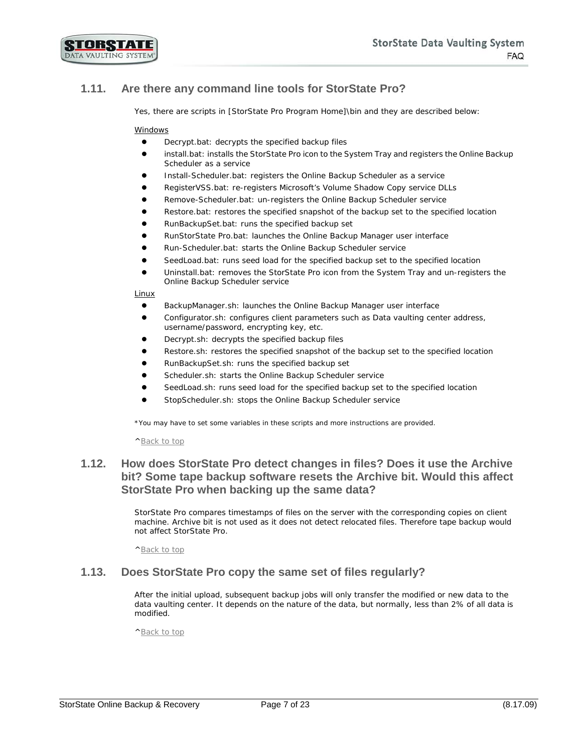## 1.11. Are there any command line tools for StorState Pro?

Yes, there are scripts in [StorState Pro Program Home]\bin and they are described below:

Windows

- Decrypt.bat: decrypts the specified backup files
- install.bat: installs the StorState Pro icon to the System Tray and registers the Online Backup Scheduler as a service
- Install-Scheduler.bat: registers the Online Backup Scheduler as a service
- RegisterVSS.bat: re-registers Microsoft's Volume Shadow Copy service DLLs
- Remove-Scheduler.bat: un-registers the Online Backup Scheduler service
- Restore.bat: restores the specified snapshot of the backup set to the specified location
- RunBackupSet.bat: runs the specified backup set
- RunStorState Pro.bat: launches the Online Backup Manager user interface
- Run-Scheduler.bat: starts the Online Backup Scheduler service
- SeedLoad.bat: runs seed load for the specified backup set to the specified location
- Uninstall.bat: removes the StorState Pro icon from the System Tray and un-registers the Online Backup Scheduler service

Linux

- BackupManager.sh: launches the Online Backup Manager user interface
- Configurator.sh: configures client parameters such as Data vaulting center address, username/password, encrypting key, etc.
- Decrypt.sh: decrypts the specified backup files
- Restore.sh: restores the specified snapshot of the backup set to the specified location
- RunBackupSet.sh: runs the specified backup set
- Scheduler.sh: starts the Online Backup Scheduler service
- SeedLoad.sh: runs seed load for the specified backup set to the specified location
- StopScheduler.sh: stops the Online Backup Scheduler service

*You may have to set some variables in these scripts and more instructions are provided.

^Back to top

## 1.12. How does StorState Pro detect changes in files? Does it use the Archive bit? Some tape backup software resets the Archive bit. Would this affect StorState Pro when backing up the same data?

StorState Pro compares timestamps of files on the server with the corresponding copies on client machine. Archive bit is not used as it does not detect relocated files. Therefore tape backup would not affect StorState Pro.

^Back to top

## 1.13. Does StorState Pro copy the same set of files regularly?

After the initial upload, subsequent backup jobs will only transfer the modified or new data to the data vaulting center. It depends on the nature of the data, but normally, less than 2% of all data is modified.

^Back to top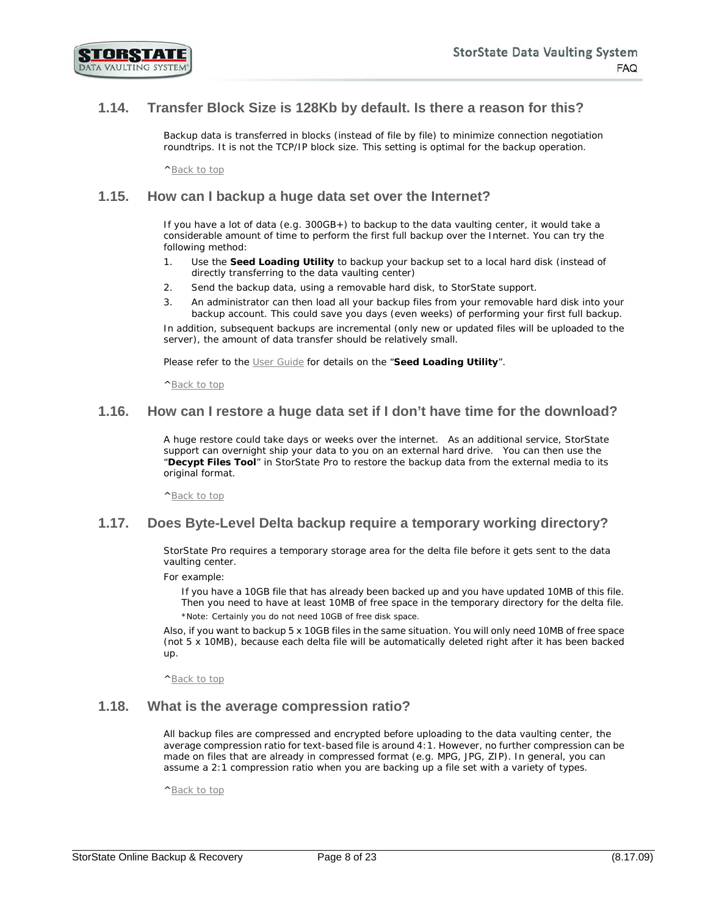## 1.14. Transfer Block Size is 128Kb by default. Is there a reason for this?

Backup data is transferred in blocks (instead of file by file) to minimize connection negotiation roundtrips. It is not the TCP/IP block size. This setting is optimal for the backup operation.

^Back to top

## 1.15. How can I backup a huge data set over the Internet?

If you have a lot of data (e.g. 300GB+) to backup to the data vaulting center, it would take a considerable amount of time to perform the first full backup over the Internet. You can try the following method:

1. Use the **Seed Loading Utility** to backup your backup set to a local hard disk (instead of directly transferring to the data vaulting center)
2. Send the backup data, using a removable hard disk, to StorState support.
3. An administrator can then load all your backup files from your removable hard disk into your backup account. This could save you days (even weeks) of performing your first full backup.

In addition, subsequent backups are incremental (only new or updated files will be uploaded to the server), the amount of data transfer should be relatively small.

Please refer to the User Guide for details on the "**Seed Loading Utility**".

^Back to top

## 1.16. How can I restore a huge data set if I don't have time for the download?

A huge restore could take days or weeks over the internet. As an additional service, StorState support can overnight ship your data to you on an external hard drive. You can then use the "**Decypt Files Tool**" in StorState Pro to restore the backup data from the external media to its original format.

^Back to top

## 1.17. Does Byte-Level Delta backup require a temporary working directory?

StorState Pro requires a temporary storage area for the delta file before it gets sent to the data vaulting center.

For example:

> If you have a 10GB file that has already been backed up and you have updated 10MB of this file. Then you need to have at least 10MB of free space in the temporary directory for the delta file.
>
> *Note: Certainly you do not need 10GB of free disk space.

Also, if you want to backup 5 x 10GB files in the same situation. You will only need 10MB of free space (not 5 x 10MB), because each delta file will be automatically deleted right after it has been backed up.

^Back to top

## 1.18. What is the average compression ratio?

All backup files are compressed and encrypted before uploading to the data vaulting center, the average compression ratio for text-based file is around 4:1. However, no further compression can be made on files that are already in compressed format (e.g. MPG, JPG, ZIP). In general, you can assume a 2:1 compression ratio when you are backing up a file set with a variety of types.

^Back to top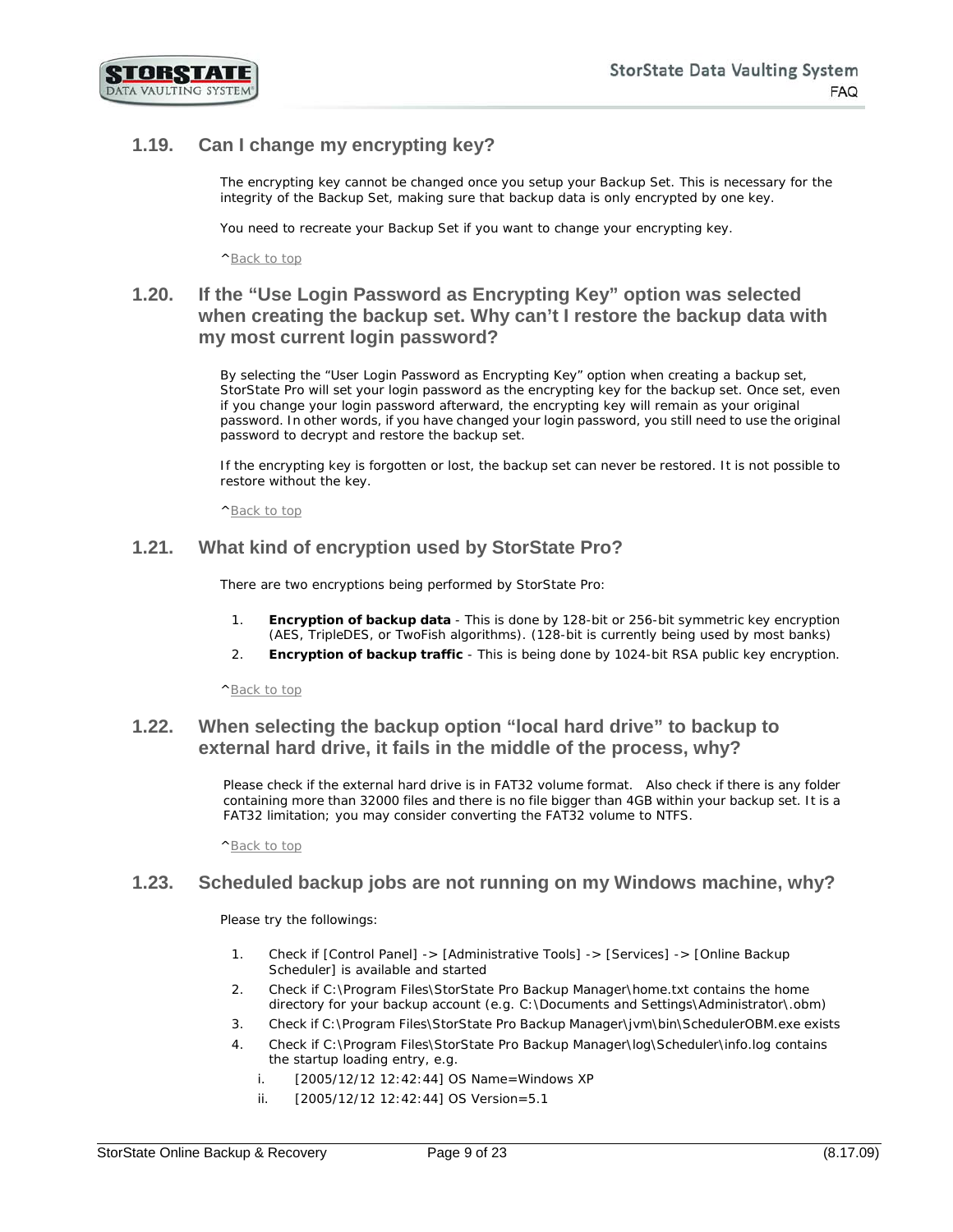## 1.19. Can I change my encrypting key?

The encrypting key cannot be changed once you setup your Backup Set. This is necessary for the integrity of the Backup Set, making sure that backup data is only encrypted by one key.

You need to recreate your Backup Set if you want to change your encrypting key.

^Back to top

## 1.20. If the "Use Login Password as Encrypting Key" option was selected when creating the backup set. Why can't I restore the backup data with my most current login password?

By selecting the "User Login Password as Encrypting Key" option when creating a backup set, StorState Pro will set your login password as the encrypting key for the backup set. Once set, even if you change your login password afterward, the encrypting key will remain as your original password. In other words, if you have changed your login password, you still need to use the original password to decrypt and restore the backup set.

If the encrypting key is forgotten or lost, the backup set can never be restored. It is not possible to restore without the key.

^Back to top

## 1.21. What kind of encryption used by StorState Pro?

There are two encryptions being performed by StorState Pro:

1. **Encryption of backup data** - This is done by 128-bit or 256-bit symmetric key encryption (AES, TripleDES, or TwoFish algorithms). (128-bit is currently being used by most banks)
2. **Encryption of backup traffic** - This is being done by 1024-bit RSA public key encryption.

^Back to top

## 1.22. When selecting the backup option "local hard drive" to backup to external hard drive, it fails in the middle of the process, why?

Please check if the external hard drive is in FAT32 volume format. Also check if there is any folder containing more than 32000 files and there is no file bigger than 4GB within your backup set. It is a FAT32 limitation; you may consider converting the FAT32 volume to NTFS.

^Back to top

## 1.23. Scheduled backup jobs are not running on my Windows machine, why?

Please try the followings:

1. Check if [Control Panel] -> [Administrative Tools] -> [Services] -> [Online Backup Scheduler] is available and started
2. Check if C:\Program Files\StorState Pro Backup Manager\home.txt contains the home directory for your backup account (e.g. C:\Documents and Settings\Administrator\.obm)
3. Check if C:\Program Files\StorState Pro Backup Manager\jvm\bin\SchedulerOBM.exe exists
4. Check if C:\Program Files\StorState Pro Backup Manager\log\Scheduler\info.log contains the startup loading entry, e.g.
   i. [2005/12/12 12:42:44] OS Name=Windows XP
   ii. [2005/12/12 12:42:44] OS Version=5.1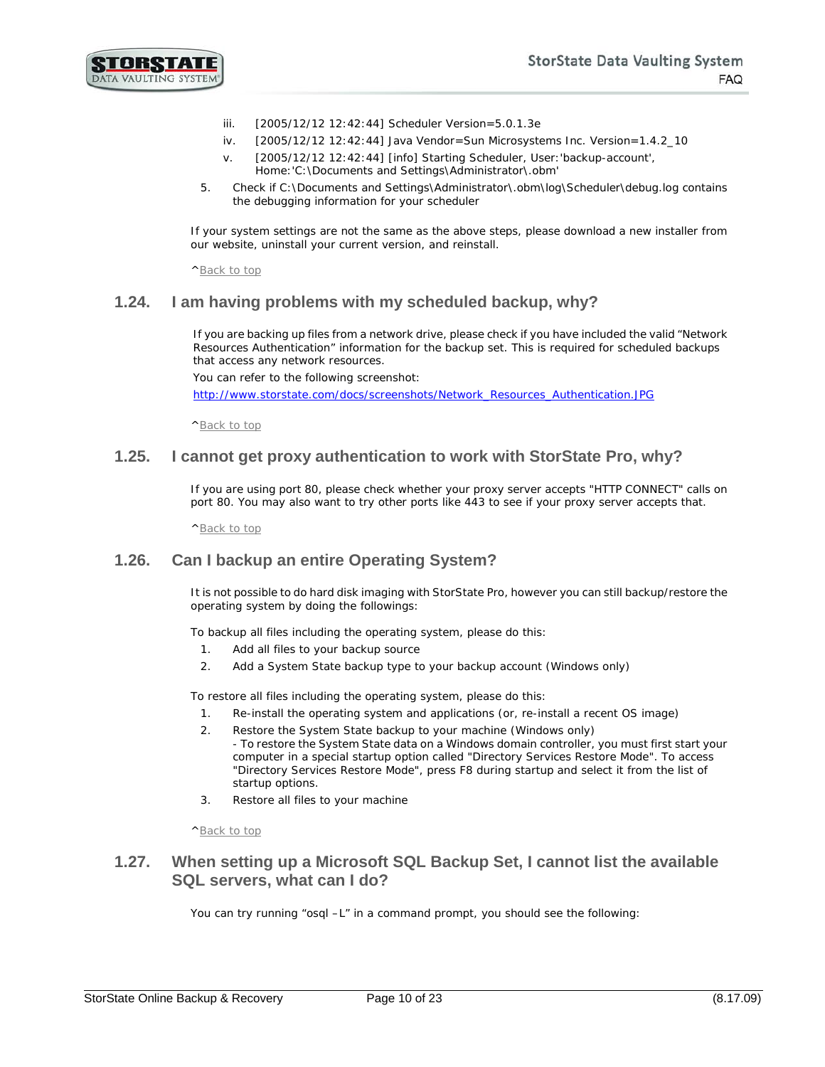iii. [2005/12/12 12:42:44] Scheduler Version=5.0.1.3e
   iv. [2005/12/12 12:42:44] Java Vendor=Sun Microsystems Inc. Version=1.4.2_10
   v. [2005/12/12 12:42:44] [info] Starting Scheduler, User:'backup-account', Home:'C:\Documents and Settings\Administrator\.obm'

5. Check if C:\Documents and Settings\Administrator\.obm\log\Scheduler\debug.log contains the debugging information for your scheduler

If your system settings are not the same as the above steps, please download a new installer from our website, uninstall your current version, and reinstall.

^Back to top

## 1.24. I am having problems with my scheduled backup, why?

If you are backing up files from a network drive, please check if you have included the valid "Network Resources Authentication" information for the backup set. This is required for scheduled backups that access any network resources.

You can refer to the following screenshot:

http://www.storstate.com/docs/screenshots/Network_Resources_Authentication.JPG

^Back to top

## 1.25. I cannot get proxy authentication to work with StorState Pro, why?

If you are using port 80, please check whether your proxy server accepts "HTTP CONNECT" calls on port 80. You may also want to try other ports like 443 to see if your proxy server accepts that.

^Back to top

## 1.26. Can I backup an entire Operating System?

It is not possible to do hard disk imaging with StorState Pro, however you can still backup/restore the operating system by doing the followings:

To backup all files including the operating system, please do this:

1. Add all files to your backup source
2. Add a System State backup type to your backup account (Windows only)

To restore all files including the operating system, please do this:

1. Re-install the operating system and applications (or, re-install a recent OS image)
2. Restore the System State backup to your machine (Windows only)
   - To restore the System State data on a Windows domain controller, you must first start your computer in a special startup option called "Directory Services Restore Mode". To access "Directory Services Restore Mode", press F8 during startup and select it from the list of startup options.
3. Restore all files to your machine

^Back to top

## 1.27. When setting up a Microsoft SQL Backup Set, I cannot list the available SQL servers, what can I do?

You can try running "osql –L" in a command prompt, you should see the following: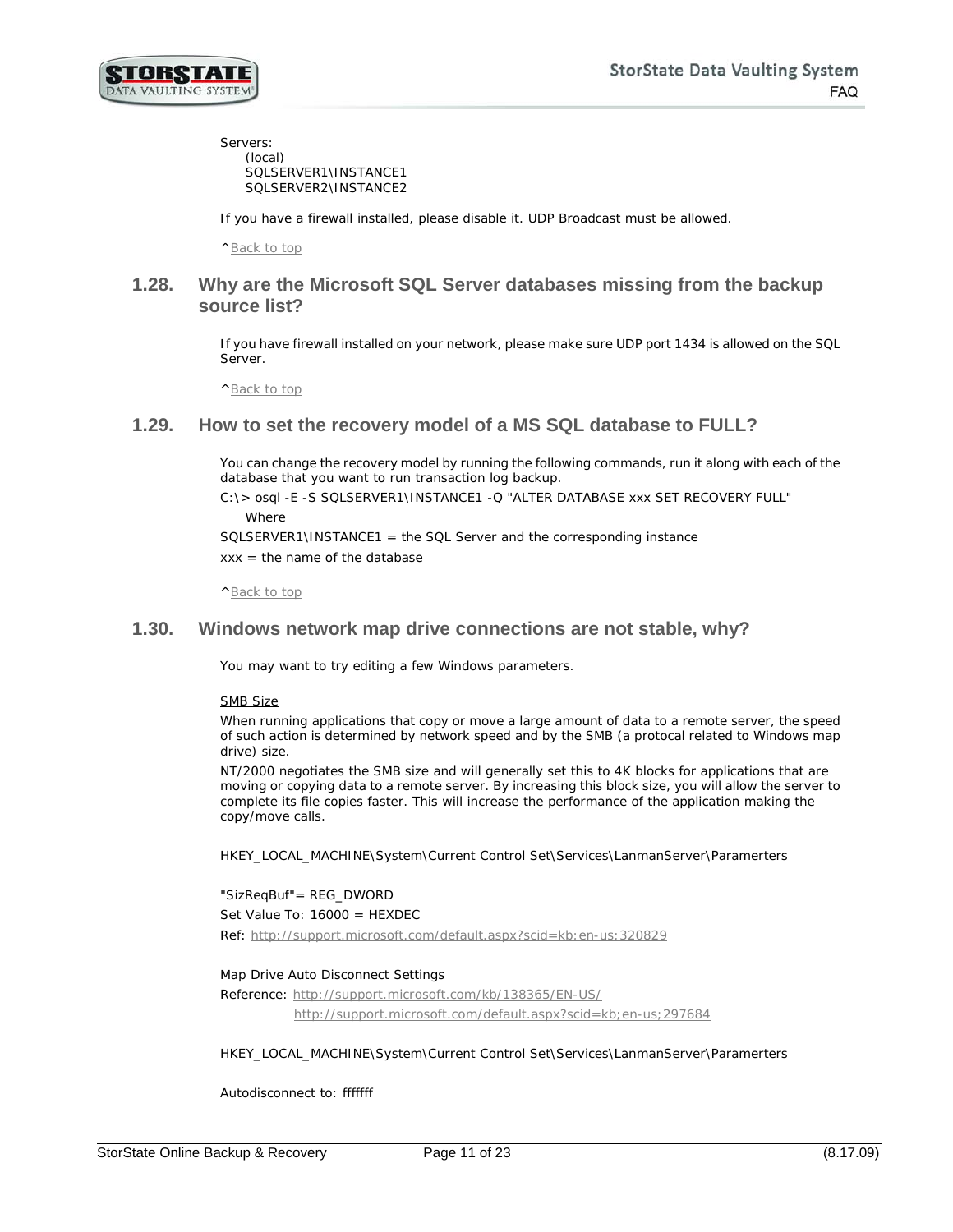Servers:
    (local)
    SQLSERVER1\INSTANCE1
    SQLSERVER2\INSTANCE2

If you have a firewall installed, please disable it. UDP Broadcast must be allowed.

^Back to top

## 1.28. Why are the Microsoft SQL Server databases missing from the backup source list?

If you have firewall installed on your network, please make sure UDP port 1434 is allowed on the SQL Server.

^Back to top

## 1.29. How to set the recovery model of a MS SQL database to FULL?

You can change the recovery model by running the following commands, run it along with each of the database that you want to run transaction log backup.

C:\> osql -E -S SQLSERVER1\INSTANCE1 -Q "ALTER DATABASE xxx SET RECOVERY FULL"

Where

SQLSERVER1\INSTANCE1 = the SQL Server and the corresponding instance

xxx = the name of the database

^Back to top

## 1.30. Windows network map drive connections are not stable, why?

You may want to try editing a few Windows parameters.

<u>SMB Size</u>

When running applications that copy or move a large amount of data to a remote server, the speed of such action is determined by network speed and by the SMB (a protocal related to Windows map drive) size.

NT/2000 negotiates the SMB size and will generally set this to 4K blocks for applications that are moving or copying data to a remote server. By increasing this block size, you will allow the server to complete its file copies faster. This will increase the performance of the application making the copy/move calls.

HKEY_LOCAL_MACHINE\System\Current Control Set\Services\LanmanServer\Paramerters

"SizReqBuf"= REG_DWORD

Set Value To: 16000 = HEXDEC

Ref: http://support.microsoft.com/default.aspx?scid=kb;en-us;320829

<u>Map Drive Auto Disconnect Settings</u>

Reference: http://support.microsoft.com/kb/138365/EN-US/
http://support.microsoft.com/default.aspx?scid=kb;en-us;297684

HKEY_LOCAL_MACHINE\System\Current Control Set\Services\LanmanServer\Paramerters

Autodisconnect to: fffffff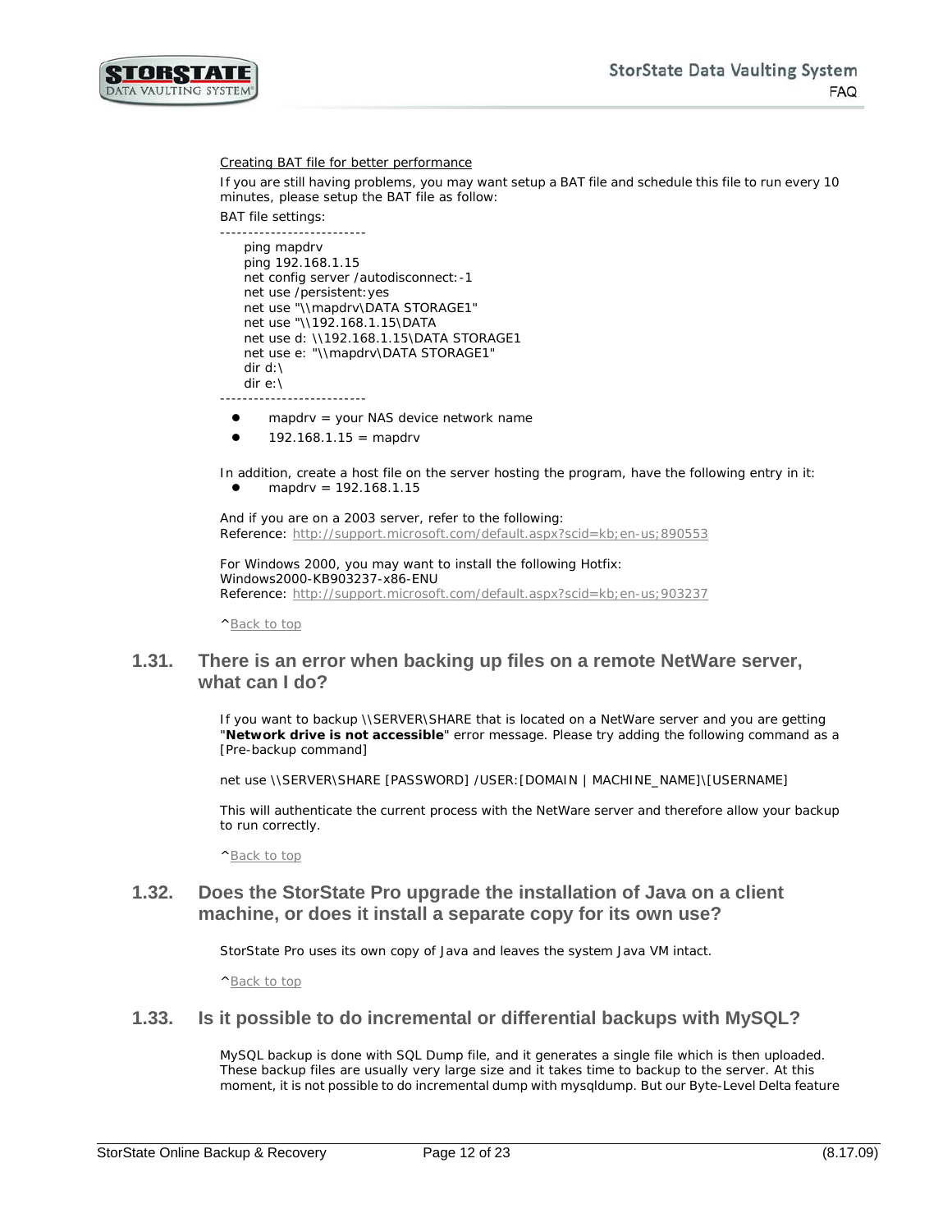Creating BAT file for better performance

If you are still having problems, you may want setup a BAT file and schedule this file to run every 10 minutes, please setup the BAT file as follow:

BAT file settings:

```
-------------------------
    ping mapdrv
    ping 192.168.1.15
    net config server /autodisconnect:-1
    net use /persistent:yes
    net use "\\mapdrv\DATA STORAGE1"
    net use "\\192.168.1.15\DATA
    net use d: \\192.168.1.15\DATA STORAGE1
    net use e: "\\mapdrv\DATA STORAGE1"
    dir d:\
    dir e:\
-------------------------
```

- mapdrv = your NAS device network name
- 192.168.1.15 = mapdrv

In addition, create a host file on the server hosting the program, have the following entry in it:

- mapdrv = 192.168.1.15

And if you are on a 2003 server, refer to the following:
Reference: http://support.microsoft.com/default.aspx?scid=kb;en-us;890553

For Windows 2000, you may want to install the following Hotfix:
Windows2000-KB903237-x86-ENU
Reference: http://support.microsoft.com/default.aspx?scid=kb;en-us;903237

^Back to top

## 1.31. There is an error when backing up files on a remote NetWare server, what can I do?

If you want to backup \\SERVER\SHARE that is located on a NetWare server and you are getting "**Network drive is not accessible**" error message. Please try adding the following command as a [Pre-backup command]

net use \\SERVER\SHARE [PASSWORD] /USER:[DOMAIN | MACHINE_NAME]\[USERNAME]

This will authenticate the current process with the NetWare server and therefore allow your backup to run correctly.

^Back to top

## 1.32. Does the StorState Pro upgrade the installation of Java on a client machine, or does it install a separate copy for its own use?

StorState Pro uses its own copy of Java and leaves the system Java VM intact.

^Back to top

## 1.33. Is it possible to do incremental or differential backups with MySQL?

MySQL backup is done with SQL Dump file, and it generates a single file which is then uploaded. These backup files are usually very large size and it takes time to backup to the server. At this moment, it is not possible to do incremental dump with mysqldump. But our Byte-Level Delta feature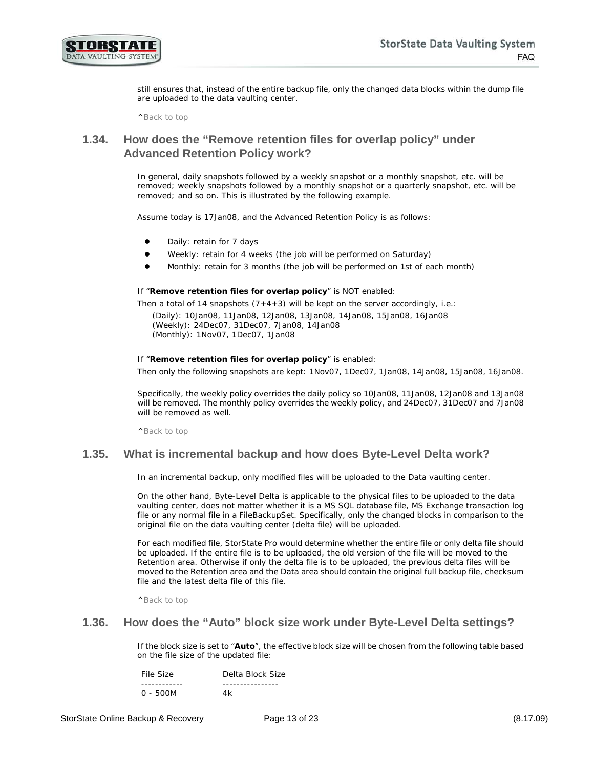still ensures that, instead of the entire backup file, only the changed data blocks within the dump file are uploaded to the data vaulting center.

^Back to top

## 1.34. How does the "Remove retention files for overlap policy" under Advanced Retention Policy work?

In general, daily snapshots followed by a weekly snapshot or a monthly snapshot, etc. will be removed; weekly snapshots followed by a monthly snapshot or a quarterly snapshot, etc. will be removed; and so on. This is illustrated by the following example.

Assume today is 17Jan08, and the Advanced Retention Policy is as follows:

- Daily: retain for 7 days
- Weekly: retain for 4 weeks (the job will be performed on Saturday)
- Monthly: retain for 3 months (the job will be performed on 1st of each month)

If "**Remove retention files for overlap policy**" is NOT enabled:

Then a total of 14 snapshots (7+4+3) will be kept on the server accordingly, i.e.:

(Daily): 10Jan08, 11Jan08, 12Jan08, 13Jan08, 14Jan08, 15Jan08, 16Jan08
(Weekly): 24Dec07, 31Dec07, 7Jan08, 14Jan08
(Monthly): 1Nov07, 1Dec07, 1Jan08

If "**Remove retention files for overlap policy**" is enabled:

Then only the following snapshots are kept: 1Nov07, 1Dec07, 1Jan08, 14Jan08, 15Jan08, 16Jan08.

Specifically, the weekly policy overrides the daily policy so 10Jan08, 11Jan08, 12Jan08 and 13Jan08 will be removed. The monthly policy overrides the weekly policy, and 24Dec07, 31Dec07 and 7Jan08 will be removed as well.

^Back to top

## 1.35. What is incremental backup and how does Byte-Level Delta work?

In an incremental backup, only modified files will be uploaded to the Data vaulting center.

On the other hand, Byte-Level Delta is applicable to the physical files to be uploaded to the data vaulting center, does not matter whether it is a MS SQL database file, MS Exchange transaction log file or any normal file in a FileBackupSet. Specifically, only the changed blocks in comparison to the original file on the data vaulting center (delta file) will be uploaded.

For each modified file, StorState Pro would determine whether the entire file or only delta file should be uploaded. If the entire file is to be uploaded, the old version of the file will be moved to the Retention area. Otherwise if only the delta file is to be uploaded, the previous delta files will be moved to the Retention area and the Data area should contain the original full backup file, checksum file and the latest delta file of this file.

^Back to top

## 1.36. How does the "Auto" block size work under Byte-Level Delta settings?

If the block size is set to "**Auto**", the effective block size will be chosen from the following table based on the file size of the updated file:

| File Size | Delta Block Size |
|---|---|
| 0 - 500M | 4k |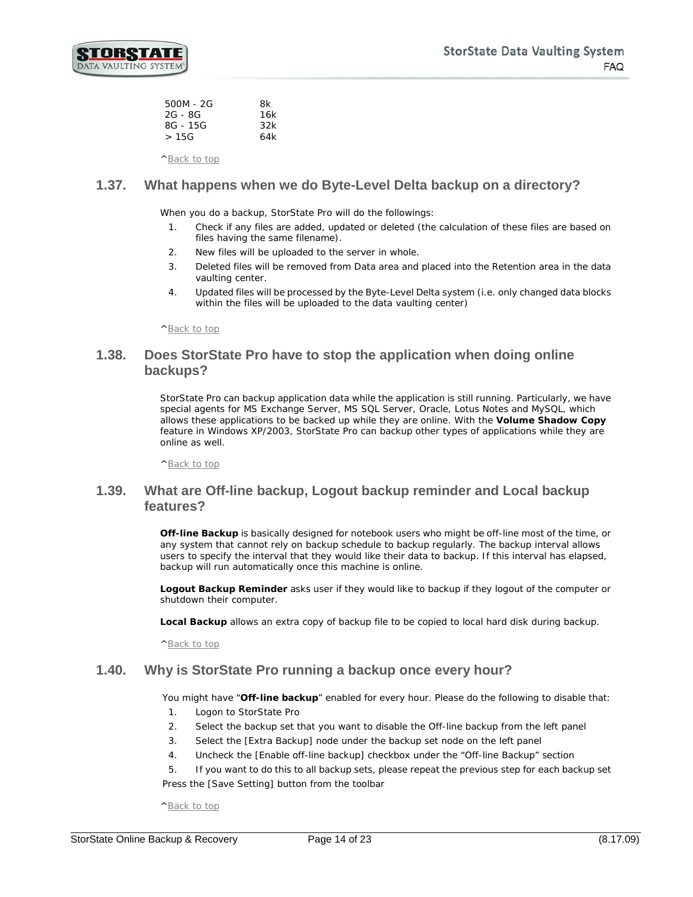| | |
|---|---|
| 500M - 2G | 8k |
| 2G - 8G | 16k |
| 8G - 15G | 32k |
| > 15G | 64k |

^Back to top

## 1.37. What happens when we do Byte-Level Delta backup on a directory?

When you do a backup, StorState Pro will do the followings:

1. Check if any files are added, updated or deleted (the calculation of these files are based on files having the same filename).
2. New files will be uploaded to the server in whole.
3. Deleted files will be removed from Data area and placed into the Retention area in the data vaulting center.
4. Updated files will be processed by the Byte-Level Delta system (i.e. only changed data blocks within the files will be uploaded to the data vaulting center)

^Back to top

## 1.38. Does StorState Pro have to stop the application when doing online backups?

StorState Pro can backup application data while the application is still running. Particularly, we have special agents for MS Exchange Server, MS SQL Server, Oracle, Lotus Notes and MySQL, which allows these applications to be backed up while they are online. With the **Volume Shadow Copy** feature in Windows XP/2003, StorState Pro can backup other types of applications while they are online as well.

^Back to top

## 1.39. What are Off-line backup, Logout backup reminder and Local backup features?

**Off-line Backup** is basically designed for notebook users who might be off-line most of the time, or any system that cannot rely on backup schedule to backup regularly. The backup interval allows users to specify the interval that they would like their data to backup. If this interval has elapsed, backup will run automatically once this machine is online.

**Logout Backup Reminder** asks user if they would like to backup if they logout of the computer or shutdown their computer.

**Local Backup** allows an extra copy of backup file to be copied to local hard disk during backup.

^Back to top

## 1.40. Why is StorState Pro running a backup once every hour?

You might have “**Off-line backup**” enabled for every hour. Please do the following to disable that:

1. Logon to StorState Pro
2. Select the backup set that you want to disable the Off-line backup from the left panel
3. Select the [Extra Backup] node under the backup set node on the left panel
4. Uncheck the [Enable off-line backup] checkbox under the “Off-line Backup” section
5. If you want to do this to all backup sets, please repeat the previous step for each backup set

Press the [Save Setting] button from the toolbar

^Back to top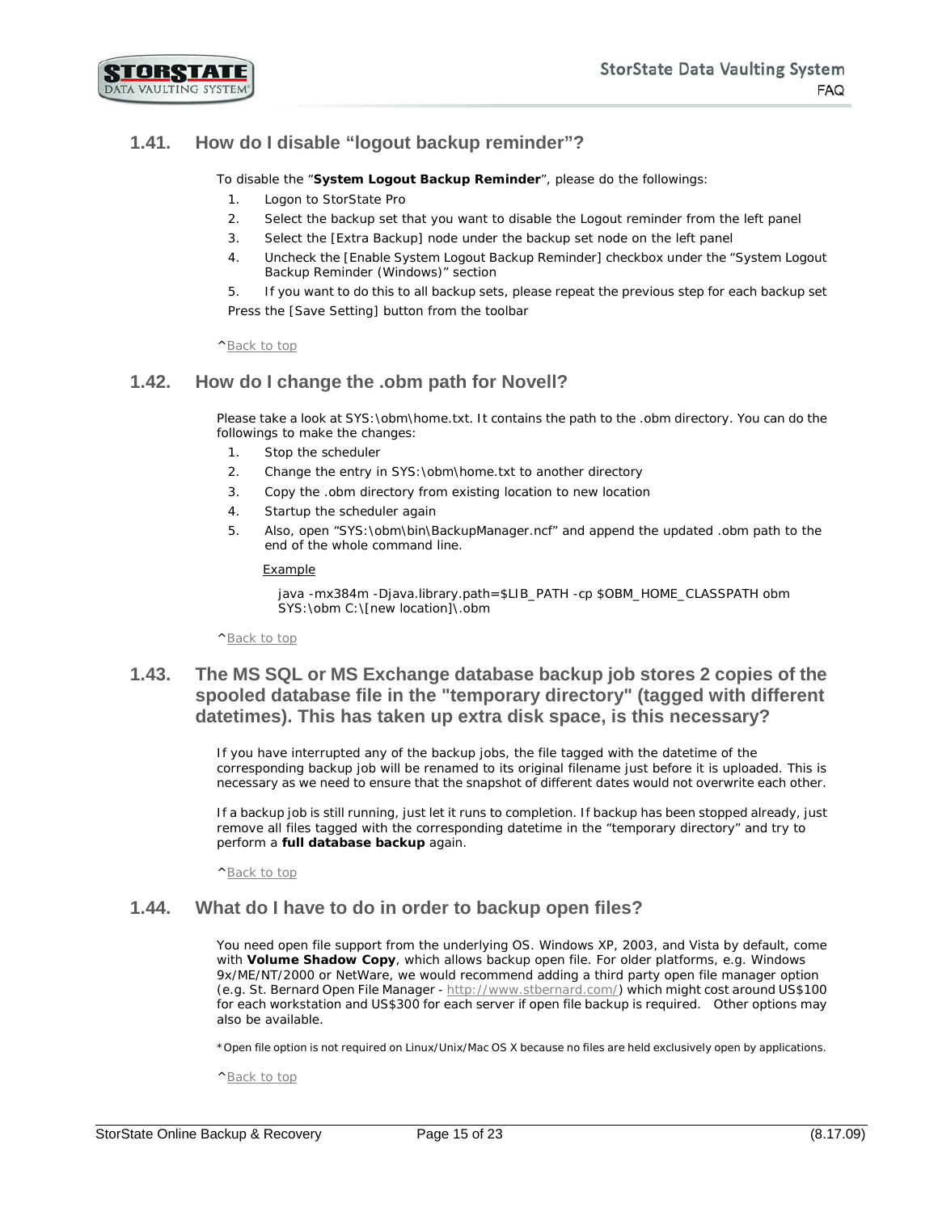## 1.41. How do I disable “logout backup reminder”?

To disable the “**System Logout Backup Reminder**”, please do the followings:

1. Logon to StorState Pro
2. Select the backup set that you want to disable the Logout reminder from the left panel
3. Select the [Extra Backup] node under the backup set node on the left panel
4. Uncheck the [Enable System Logout Backup Reminder] checkbox under the “System Logout Backup Reminder (Windows)” section
5. If you want to do this to all backup sets, please repeat the previous step for each backup set

Press the [Save Setting] button from the toolbar

^Back to top

## 1.42. How do I change the .obm path for Novell?

Please take a look at SYS:\obm\home.txt. It contains the path to the .obm directory. You can do the followings to make the changes:

1. Stop the scheduler
2. Change the entry in SYS:\obm\home.txt to another directory
3. Copy the .obm directory from existing location to new location
4. Startup the scheduler again
5. Also, open “SYS:\obm\bin\BackupManager.ncf” and append the updated .obm path to the end of the whole command line.

<u>Example</u>

```
java -mx384m -Djava.library.path=$LIB_PATH -cp $OBM_HOME_CLASSPATH obm
SYS:\obm C:\[new location]\.obm
```

^Back to top

## 1.43. The MS SQL or MS Exchange database backup job stores 2 copies of the spooled database file in the "temporary directory" (tagged with different datetimes). This has taken up extra disk space, is this necessary?

If you have interrupted any of the backup jobs, the file tagged with the datetime of the corresponding backup job will be renamed to its original filename just before it is uploaded. This is necessary as we need to ensure that the snapshot of different dates would not overwrite each other.

If a backup job is still running, just let it runs to completion. If backup has been stopped already, just remove all files tagged with the corresponding datetime in the “temporary directory” and try to perform a **full database backup** again.

^Back to top

## 1.44. What do I have to do in order to backup open files?

You need open file support from the underlying OS. Windows XP, 2003, and Vista by default, come with **Volume Shadow Copy**, which allows backup open file. For older platforms, e.g. Windows 9x/ME/NT/2000 or NetWare, we would recommend adding a third party open file manager option (e.g. St. Bernard Open File Manager - http://www.stbernard.com/) which might cost around US$100 for each workstation and US$300 for each server if open file backup is required. Other options may also be available.

*Open file option is not required on Linux/Unix/Mac OS X because no files are held exclusively open by applications.

^Back to top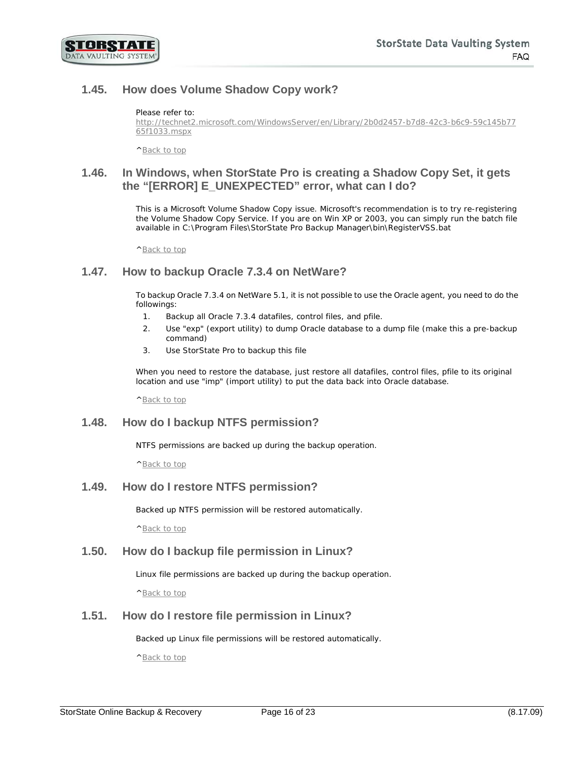## 1.45. How does Volume Shadow Copy work?

Please refer to:
http://technet2.microsoft.com/WindowsServer/en/Library/2b0d2457-b7d8-42c3-b6c9-59c145b7765f1033.mspx

^Back to top

## 1.46. In Windows, when StorState Pro is creating a Shadow Copy Set, it gets the "[ERROR] E_UNEXPECTED" error, what can I do?

This is a Microsoft Volume Shadow Copy issue. Microsoft's recommendation is to try re-registering the Volume Shadow Copy Service. If you are on Win XP or 2003, you can simply run the batch file available in C:\Program Files\StorState Pro Backup Manager\bin\RegisterVSS.bat

^Back to top

## 1.47. How to backup Oracle 7.3.4 on NetWare?

To backup Oracle 7.3.4 on NetWare 5.1, it is not possible to use the Oracle agent, you need to do the followings:

1. Backup all Oracle 7.3.4 datafiles, control files, and pfile.
2. Use "exp" (export utility) to dump Oracle database to a dump file (make this a pre-backup command)
3. Use StorState Pro to backup this file

When you need to restore the database, just restore all datafiles, control files, pfile to its original location and use "imp" (import utility) to put the data back into Oracle database.

^Back to top

## 1.48. How do I backup NTFS permission?

NTFS permissions are backed up during the backup operation.

^Back to top

## 1.49. How do I restore NTFS permission?

Backed up NTFS permission will be restored automatically.

^Back to top

## 1.50. How do I backup file permission in Linux?

Linux file permissions are backed up during the backup operation.

^Back to top

## 1.51. How do I restore file permission in Linux?

Backed up Linux file permissions will be restored automatically.

^Back to top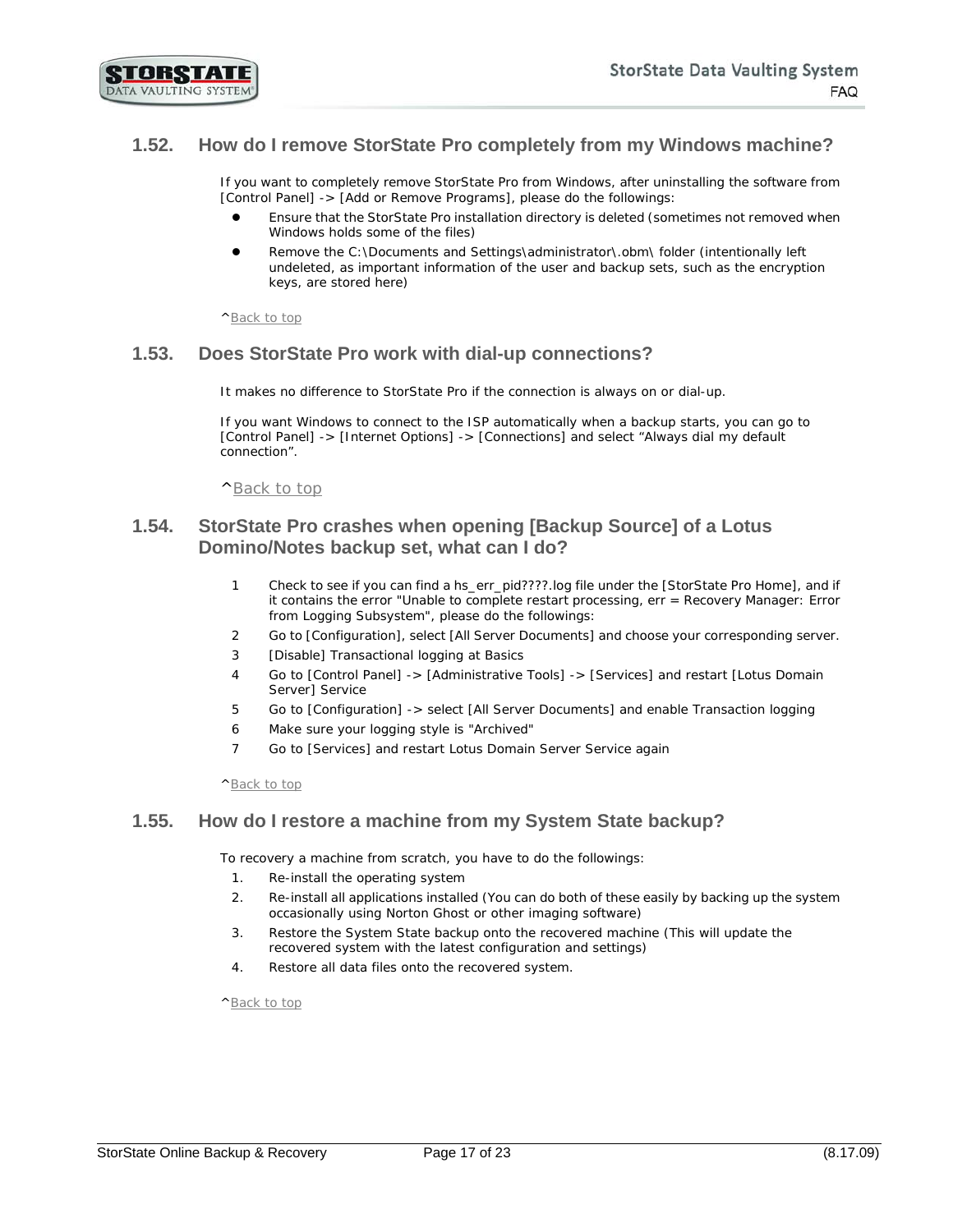## 1.52. How do I remove StorState Pro completely from my Windows machine?

If you want to completely remove StorState Pro from Windows, after uninstalling the software from [Control Panel] -> [Add or Remove Programs], please do the followings:

- Ensure that the StorState Pro installation directory is deleted (sometimes not removed when Windows holds some of the files)
- Remove the C:\Documents and Settings\administrator\.obm\ folder (intentionally left undeleted, as important information of the user and backup sets, such as the encryption keys, are stored here)

^Back to top

## 1.53. Does StorState Pro work with dial-up connections?

It makes no difference to StorState Pro if the connection is always on or dial-up.

If you want Windows to connect to the ISP automatically when a backup starts, you can go to [Control Panel] -> [Internet Options] -> [Connections] and select "Always dial my default connection".

^Back to top

## 1.54. StorState Pro crashes when opening [Backup Source] of a Lotus Domino/Notes backup set, what can I do?

1. Check to see if you can find a hs_err_pid????.log file under the [StorState Pro Home], and if it contains the error "Unable to complete restart processing, err = Recovery Manager: Error from Logging Subsystem", please do the followings:
2. Go to [Configuration], select [All Server Documents] and choose your corresponding server.
3. [Disable] Transactional logging at Basics
4. Go to [Control Panel] -> [Administrative Tools] -> [Services] and restart [Lotus Domain Server] Service
5. Go to [Configuration] -> select [All Server Documents] and enable Transaction logging
6. Make sure your logging style is "Archived"
7. Go to [Services] and restart Lotus Domain Server Service again

^Back to top

## 1.55. How do I restore a machine from my System State backup?

To recovery a machine from scratch, you have to do the followings:

1. Re-install the operating system
2. Re-install all applications installed (You can do both of these easily by backing up the system occasionally using Norton Ghost or other imaging software)
3. Restore the System State backup onto the recovered machine (This will update the recovered system with the latest configuration and settings)
4. Restore all data files onto the recovered system.

^Back to top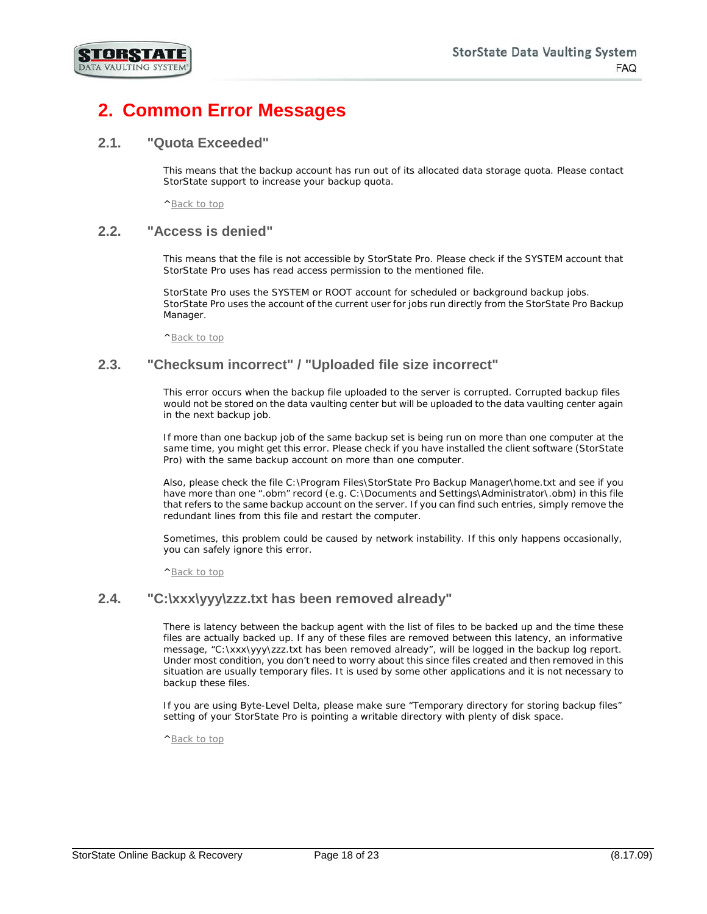# 2. Common Error Messages

## 2.1. "Quota Exceeded"

This means that the backup account has run out of its allocated data storage quota. Please contact StorState support to increase your backup quota.

^Back to top

## 2.2. "Access is denied"

This means that the file is not accessible by StorState Pro. Please check if the SYSTEM account that StorState Pro uses has read access permission to the mentioned file.

StorState Pro uses the SYSTEM or ROOT account for scheduled or background backup jobs. StorState Pro uses the account of the current user for jobs run directly from the StorState Pro Backup Manager.

^Back to top

## 2.3. "Checksum incorrect" / "Uploaded file size incorrect"

This error occurs when the backup file uploaded to the server is corrupted. Corrupted backup files would not be stored on the data vaulting center but will be uploaded to the data vaulting center again in the next backup job.

If more than one backup job of the same backup set is being run on more than one computer at the same time, you might get this error. Please check if you have installed the client software (StorState Pro) with the same backup account on more than one computer.

Also, please check the file C:\Program Files\StorState Pro Backup Manager\home.txt and see if you have more than one ".obm" record (e.g. C:\Documents and Settings\Administrator\.obm) in this file that refers to the same backup account on the server. If you can find such entries, simply remove the redundant lines from this file and restart the computer.

Sometimes, this problem could be caused by network instability. If this only happens occasionally, you can safely ignore this error.

^Back to top

## 2.4. "C:\xxx\yyy\zzz.txt has been removed already"

There is latency between the backup agent with the list of files to be backed up and the time these files are actually backed up. If any of these files are removed between this latency, an informative message, "C:\xxx\yyy\zzz.txt has been removed already", will be logged in the backup log report. Under most condition, you don't need to worry about this since files created and then removed in this situation are usually temporary files. It is used by some other applications and it is not necessary to backup these files.

If you are using Byte-Level Delta, please make sure "Temporary directory for storing backup files" setting of your StorState Pro is pointing a writable directory with plenty of disk space.

^Back to top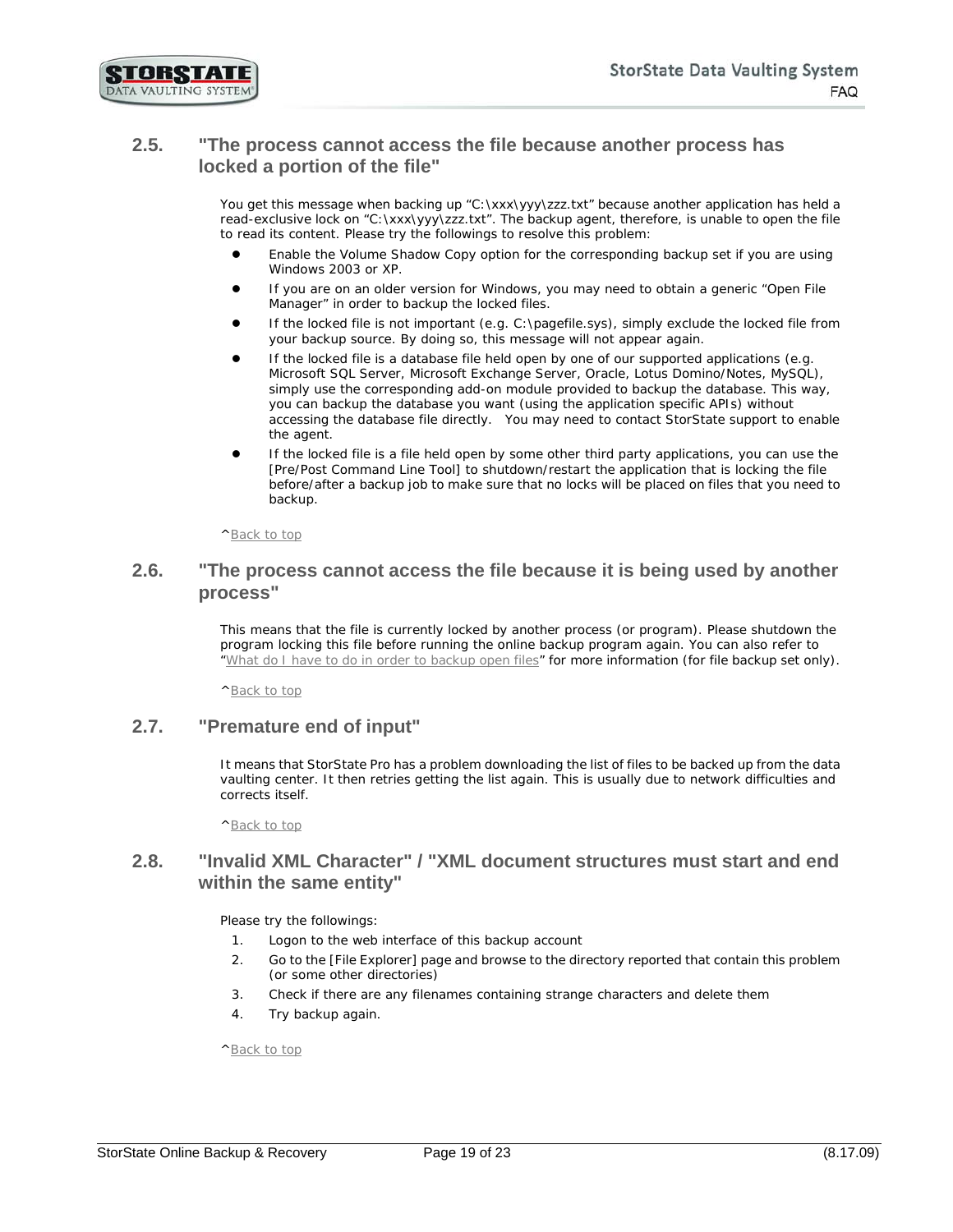## 2.5. "The process cannot access the file because another process has locked a portion of the file"

You get this message when backing up "C:\xxx\yyy\zzz.txt" because another application has held a read-exclusive lock on "C:\xxx\yyy\zzz.txt". The backup agent, therefore, is unable to open the file to read its content. Please try the followings to resolve this problem:

- Enable the Volume Shadow Copy option for the corresponding backup set if you are using Windows 2003 or XP.
- If you are on an older version for Windows, you may need to obtain a generic "Open File Manager" in order to backup the locked files.
- If the locked file is not important (e.g. C:\pagefile.sys), simply exclude the locked file from your backup source. By doing so, this message will not appear again.
- If the locked file is a database file held open by one of our supported applications (e.g. Microsoft SQL Server, Microsoft Exchange Server, Oracle, Lotus Domino/Notes, MySQL), simply use the corresponding add-on module provided to backup the database. This way, you can backup the database you want (using the application specific APIs) without accessing the database file directly. You may need to contact StorState support to enable the agent.
- If the locked file is a file held open by some other third party applications, you can use the [Pre/Post Command Line Tool] to shutdown/restart the application that is locking the file before/after a backup job to make sure that no locks will be placed on files that you need to backup.

^Back to top

## 2.6. "The process cannot access the file because it is being used by another process"

This means that the file is currently locked by another process (or program). Please shutdown the program locking this file before running the online backup program again. You can also refer to "What do I have to do in order to backup open files" for more information (for file backup set only).

^Back to top

## 2.7. "Premature end of input"

It means that StorState Pro has a problem downloading the list of files to be backed up from the data vaulting center. It then retries getting the list again. This is usually due to network difficulties and corrects itself.

^Back to top

## 2.8. "Invalid XML Character" / "XML document structures must start and end within the same entity"

Please try the followings:

1. Logon to the web interface of this backup account
2. Go to the [File Explorer] page and browse to the directory reported that contain this problem (or some other directories)
3. Check if there are any filenames containing strange characters and delete them
4. Try backup again.

^Back to top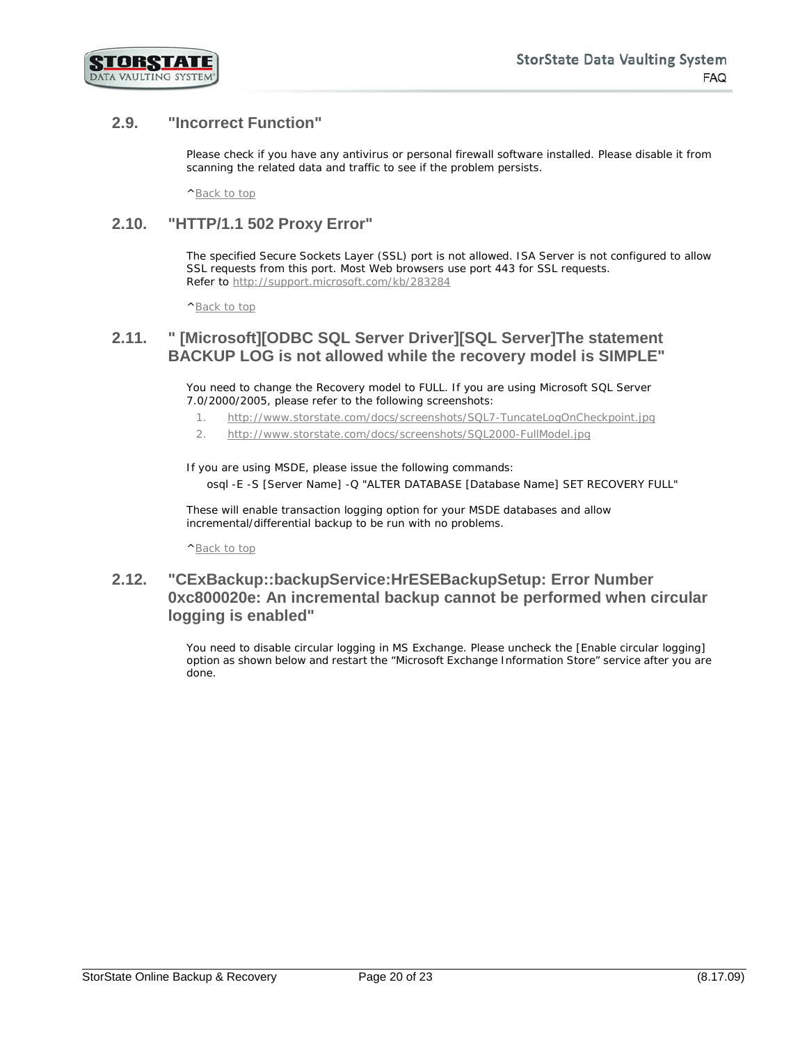## 2.9. "Incorrect Function"

Please check if you have any antivirus or personal firewall software installed. Please disable it from scanning the related data and traffic to see if the problem persists.

^Back to top

## 2.10. "HTTP/1.1 502 Proxy Error"

The specified Secure Sockets Layer (SSL) port is not allowed. ISA Server is not configured to allow SSL requests from this port. Most Web browsers use port 443 for SSL requests.
Refer to http://support.microsoft.com/kb/283284

^Back to top

## 2.11. " [Microsoft][ODBC SQL Server Driver][SQL Server]The statement BACKUP LOG is not allowed while the recovery model is SIMPLE"

You need to change the Recovery model to FULL. If you are using Microsoft SQL Server 7.0/2000/2005, please refer to the following screenshots:

1. http://www.storstate.com/docs/screenshots/SQL7-TuncateLogOnCheckpoint.jpg
2. http://www.storstate.com/docs/screenshots/SQL2000-FullModel.jpg

If you are using MSDE, please issue the following commands:

```
osql -E -S [Server Name] -Q "ALTER DATABASE [Database Name] SET RECOVERY FULL"
```

These will enable transaction logging option for your MSDE databases and allow incremental/differential backup to be run with no problems.

^Back to top

## 2.12. "CExBackup::backupService:HrESEBackupSetup: Error Number 0xc800020e: An incremental backup cannot be performed when circular logging is enabled"

You need to disable circular logging in MS Exchange. Please uncheck the [Enable circular logging] option as shown below and restart the “Microsoft Exchange Information Store” service after you are done.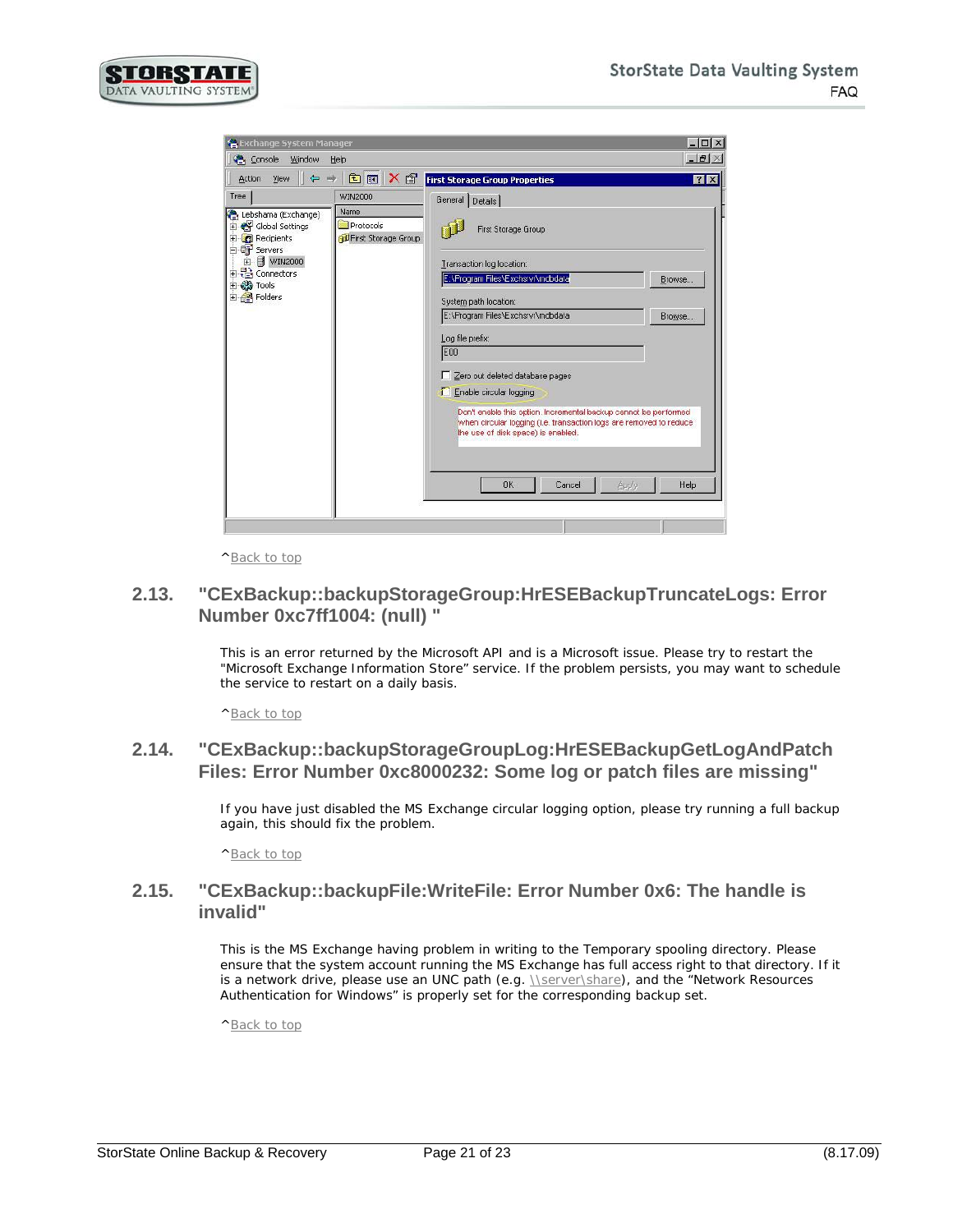^Back to top

## 2.13. "CExBackup::backupStorageGroup:HrESEBackupTruncateLogs: Error Number 0xc7ff1004: (null) "

This is an error returned by the Microsoft API and is a Microsoft issue. Please try to restart the "Microsoft Exchange Information Store" service. If the problem persists, you may want to schedule the service to restart on a daily basis.

^Back to top

## 2.14. "CExBackup::backupStorageGroupLog:HrESEBackupGetLogAndPatch Files: Error Number 0xc8000232: Some log or patch files are missing"

If you have just disabled the MS Exchange circular logging option, please try running a full backup again, this should fix the problem.

^Back to top

## 2.15. "CExBackup::backupFile:WriteFile: Error Number 0x6: The handle is invalid"

This is the MS Exchange having problem in writing to the Temporary spooling directory. Please ensure that the system account running the MS Exchange has full access right to that directory. If it is a network drive, please use an UNC path (e.g. \\server\share), and the "Network Resources Authentication for Windows" is properly set for the corresponding backup set.

^Back to top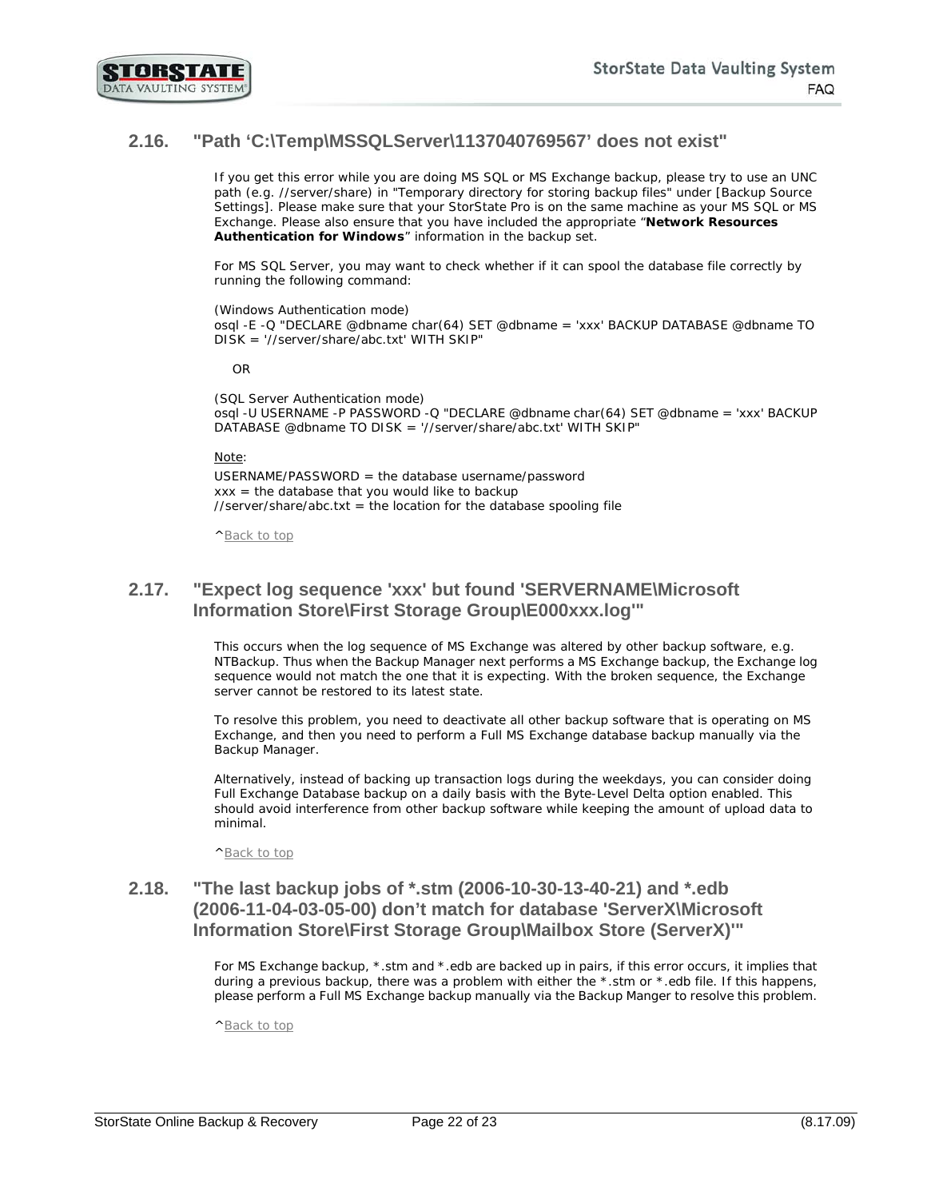## 2.16. "Path 'C:\Temp\MSSQLServer\1137040769567' does not exist"

If you get this error while you are doing MS SQL or MS Exchange backup, please try to use an UNC path (e.g. //server/share) in "Temporary directory for storing backup files" under [Backup Source Settings]. Please make sure that your StorState Pro is on the same machine as your MS SQL or MS Exchange. Please also ensure that you have included the appropriate "**Network Resources Authentication for Windows**" information in the backup set.

For MS SQL Server, you may want to check whether if it can spool the database file correctly by running the following command:

(Windows Authentication mode)
osql -E -Q "DECLARE @dbname char(64) SET @dbname = 'xxx' BACKUP DATABASE @dbname TO DISK = '//server/share/abc.txt' WITH SKIP"

OR

(SQL Server Authentication mode)
osql -U USERNAME -P PASSWORD -Q "DECLARE @dbname char(64) SET @dbname = 'xxx' BACKUP DATABASE @dbname TO DISK = '//server/share/abc.txt' WITH SKIP"

Note:
USERNAME/PASSWORD = the database username/password
xxx = the database that you would like to backup
//server/share/abc.txt = the location for the database spooling file

^Back to top

## 2.17. "Expect log sequence 'xxx' but found 'SERVERNAME\Microsoft Information Store\First Storage Group\E000xxx.log'"

This occurs when the log sequence of MS Exchange was altered by other backup software, e.g. NTBackup. Thus when the Backup Manager next performs a MS Exchange backup, the Exchange log sequence would not match the one that it is expecting. With the broken sequence, the Exchange server cannot be restored to its latest state.

To resolve this problem, you need to deactivate all other backup software that is operating on MS Exchange, and then you need to perform a Full MS Exchange database backup manually via the Backup Manager.

Alternatively, instead of backing up transaction logs during the weekdays, you can consider doing Full Exchange Database backup on a daily basis with the Byte-Level Delta option enabled. This should avoid interference from other backup software while keeping the amount of upload data to minimal.

^Back to top

## 2.18. "The last backup jobs of *.stm (2006-10-30-13-40-21) and *.edb (2006-11-04-03-05-00) don't match for database 'ServerX\Microsoft Information Store\First Storage Group\Mailbox Store (ServerX)'"

For MS Exchange backup, *.stm and *.edb are backed up in pairs, if this error occurs, it implies that during a previous backup, there was a problem with either the *.stm or *.edb file. If this happens, please perform a Full MS Exchange backup manually via the Backup Manger to resolve this problem.

^Back to top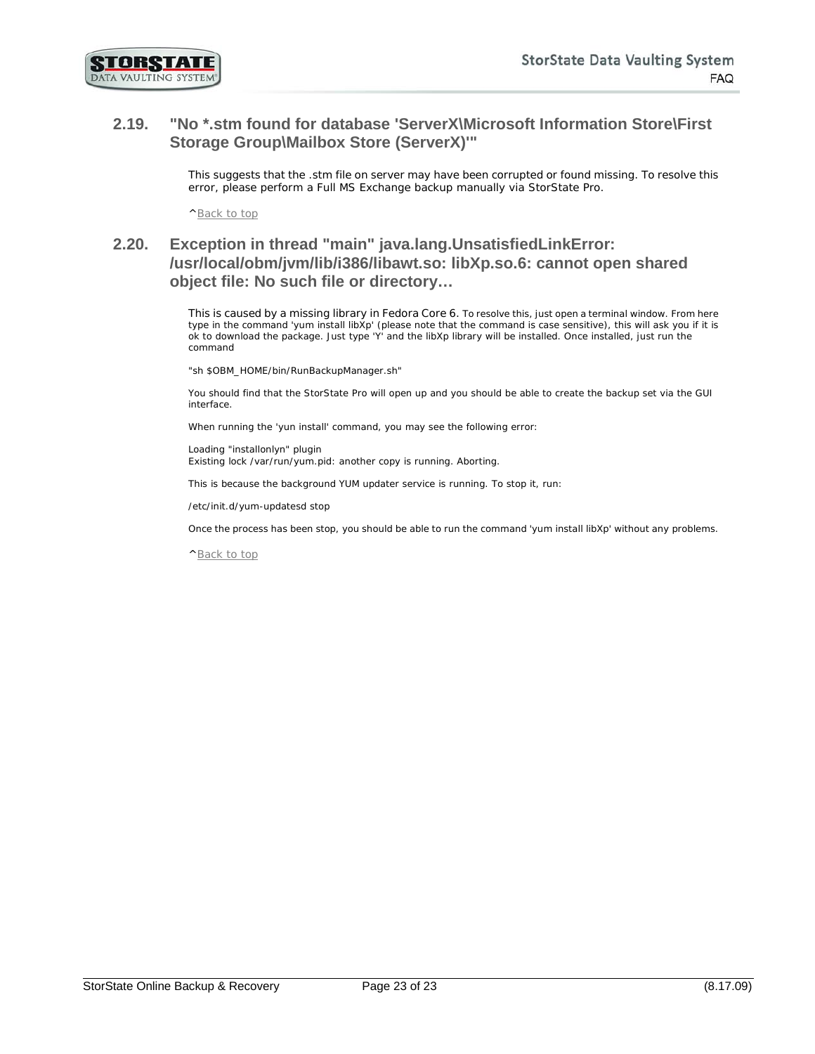## 2.19. "No *.stm found for database 'ServerX\Microsoft Information Store\First Storage Group\Mailbox Store (ServerX)'"

This suggests that the .stm file on server may have been corrupted or found missing. To resolve this error, please perform a Full MS Exchange backup manually via StorState Pro.

^Back to top

## 2.20. Exception in thread "main" java.lang.UnsatisfiedLinkError: /usr/local/obm/jvm/lib/i386/libawt.so: libXp.so.6: cannot open shared object file: No such file or directory…

This is caused by a missing library in Fedora Core 6. To resolve this, just open a terminal window. From here type in the command 'yum install libXp' (please note that the command is case sensitive), this will ask you if it is ok to download the package. Just type 'Y' and the libXp library will be installed. Once installed, just run the command

"sh $OBM_HOME/bin/RunBackupManager.sh"

You should find that the StorState Pro will open up and you should be able to create the backup set via the GUI interface.

When running the 'yun install' command, you may see the following error:

Loading "installonlyn" plugin
Existing lock /var/run/yum.pid: another copy is running. Aborting.

This is because the background YUM updater service is running. To stop it, run:

/etc/init.d/yum-updatesd stop

Once the process has been stop, you should be able to run the command 'yum install libXp' without any problems.

^Back to top